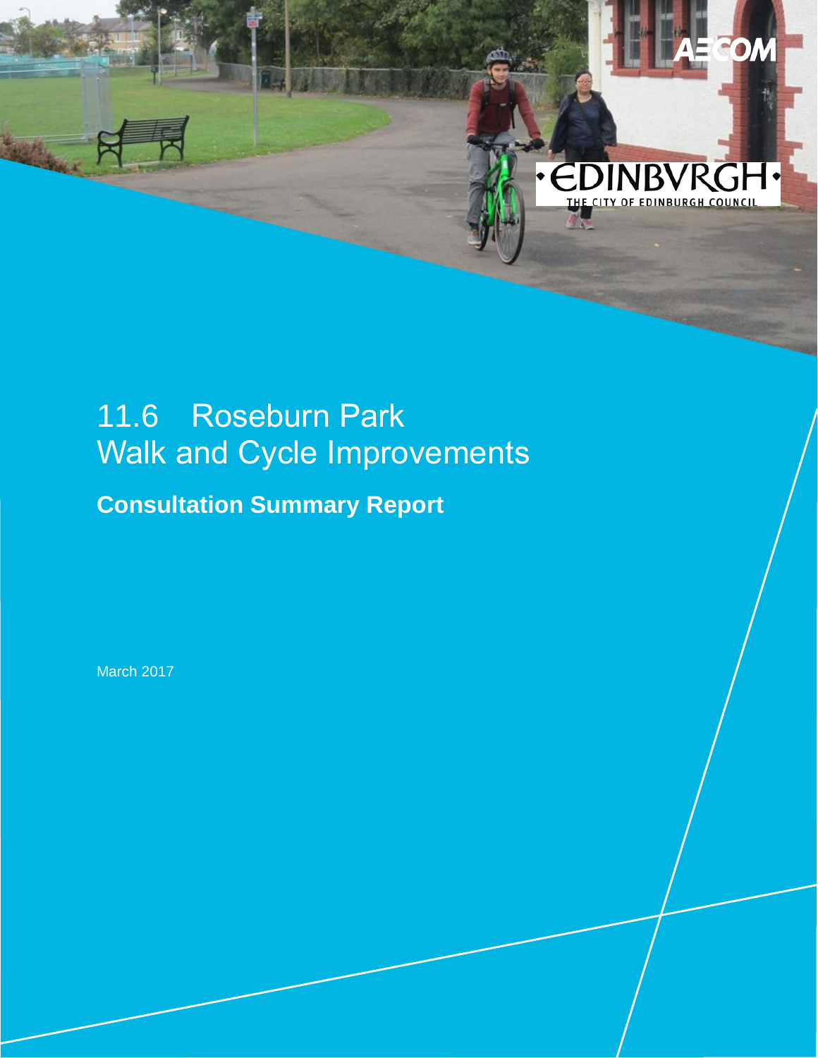# 11.6 Roseburn Park Walk and Cycle Improvements

## Consultation Summary Report

March 2017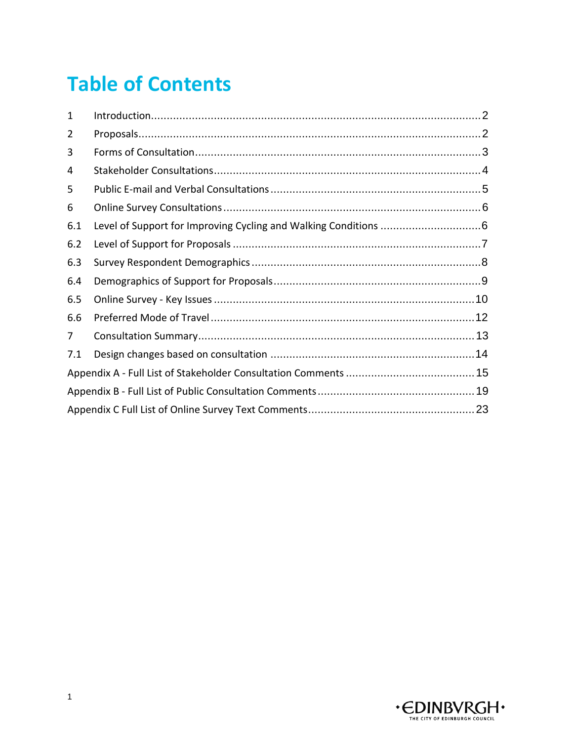# Table of Contents

| | | |
|---|---|---|
| 1 | Introduction | 2 |
| 2 | Proposals | 2 |
| 3 | Forms of Consultation | 3 |
| 4 | Stakeholder Consultations | 4 |
| 5 | Public E-mail and Verbal Consultations | 5 |
| 6 | Online Survey Consultations | 6 |
| 6.1 | Level of Support for Improving Cycling and Walking Conditions | 6 |
| 6.2 | Level of Support for Proposals | 7 |
| 6.3 | Survey Respondent Demographics | 8 |
| 6.4 | Demographics of Support for Proposals | 9 |
| 6.5 | Online Survey - Key Issues | 10 |
| 6.6 | Preferred Mode of Travel | 12 |
| 7 | Consultation Summary | 13 |
| 7.1 | Design changes based on consultation | 14 |
| | Appendix A - Full List of Stakeholder Consultation Comments | 15 |
| | Appendix B - Full List of Public Consultation Comments | 19 |
| | Appendix C Full List of Online Survey Text Comments | 23 |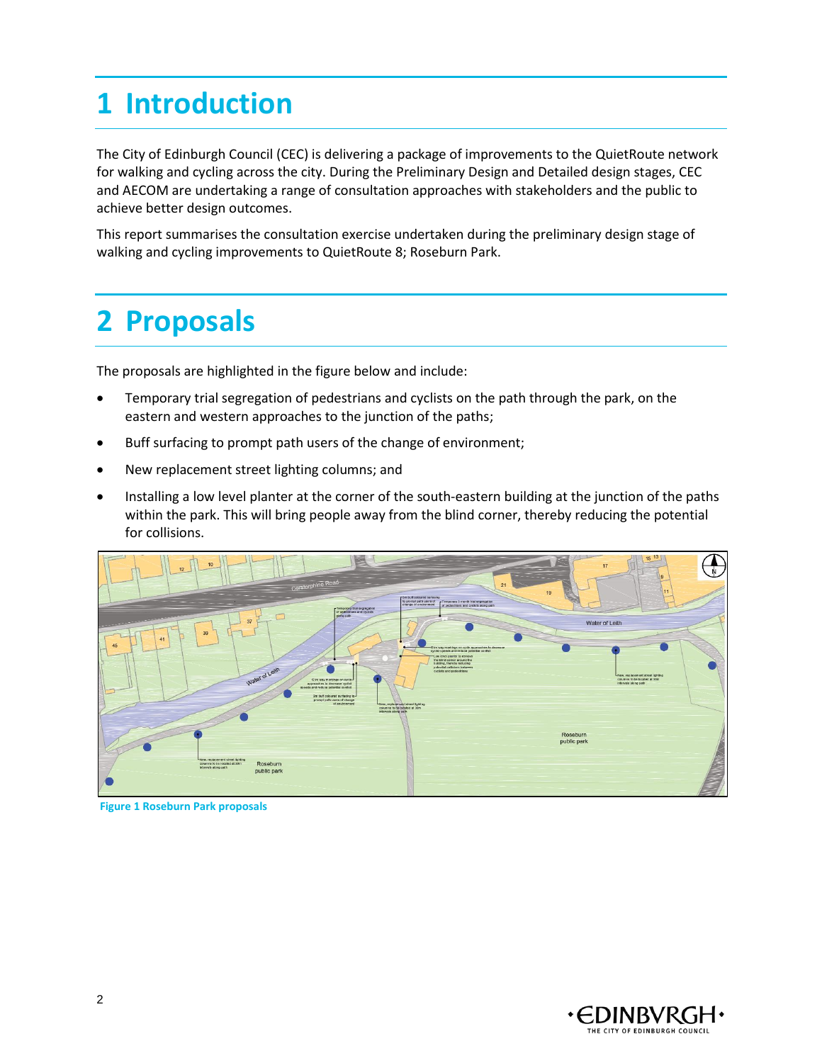# 1 Introduction

The City of Edinburgh Council (CEC) is delivering a package of improvements to the QuietRoute network for walking and cycling across the city. During the Preliminary Design and Detailed design stages, CEC and AECOM are undertaking a range of consultation approaches with stakeholders and the public to achieve better design outcomes.

This report summarises the consultation exercise undertaken during the preliminary design stage of walking and cycling improvements to QuietRoute 8; Roseburn Park.

# 2 Proposals

The proposals are highlighted in the figure below and include:

- Temporary trial segregation of pedestrians and cyclists on the path through the park, on the eastern and western approaches to the junction of the paths;
- Buff surfacing to prompt path users of the change of environment;
- New replacement street lighting columns; and
- Installing a low level planter at the corner of the south-eastern building at the junction of the paths within the park. This will bring people away from the blind corner, thereby reducing the potential for collisions.

**Figure 1 Roseburn Park proposals**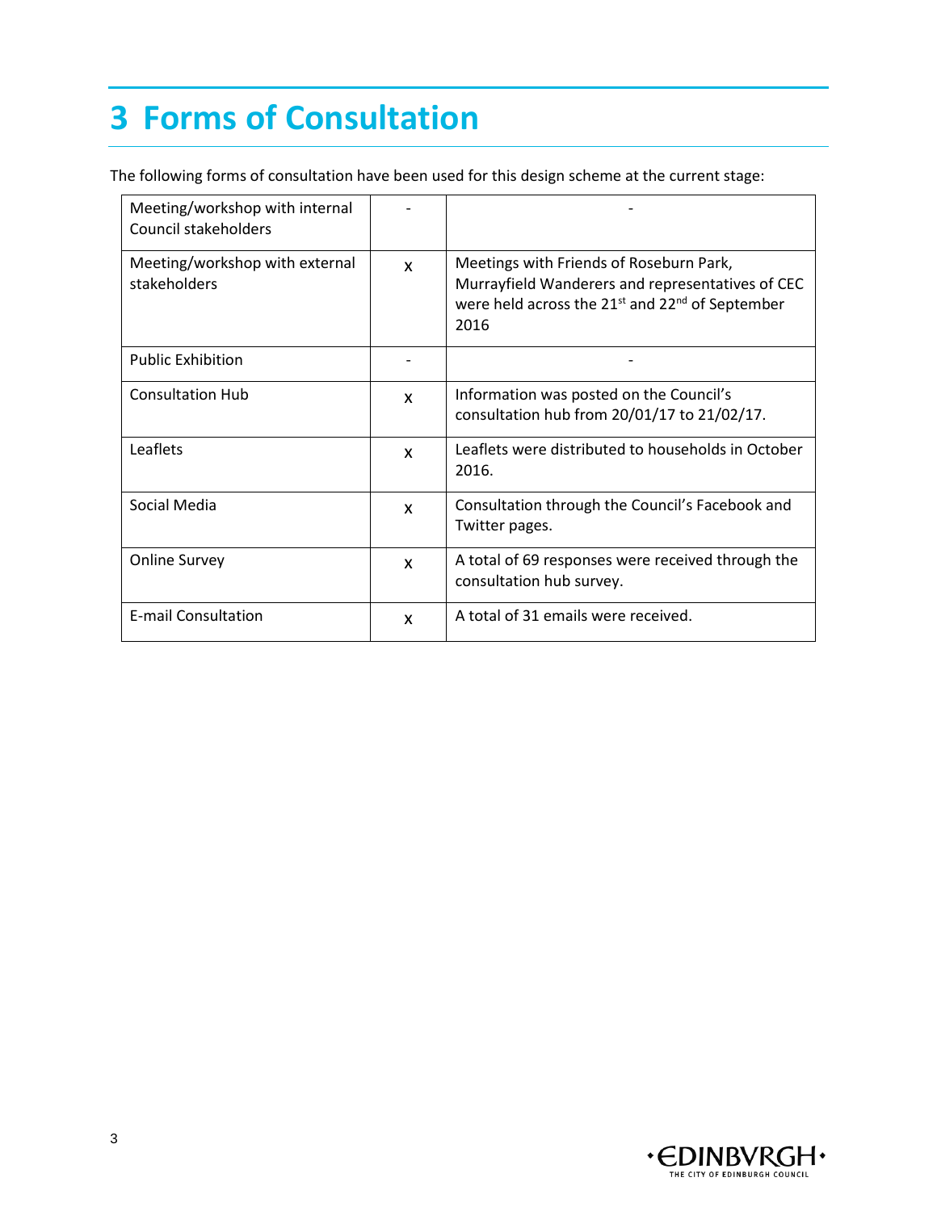# 3 Forms of Consultation

The following forms of consultation have been used for this design scheme at the current stage:

| | | |
|---|---|---|
| Meeting/workshop with internal Council stakeholders | - | - |
| Meeting/workshop with external stakeholders | x | Meetings with Friends of Roseburn Park, Murrayfield Wanderers and representatives of CEC were held across the 21st and 22nd of September 2016 |
| Public Exhibition | - | - |
| Consultation Hub | x | Information was posted on the Council's consultation hub from 20/01/17 to 21/02/17. |
| Leaflets | x | Leaflets were distributed to households in October 2016. |
| Social Media | x | Consultation through the Council's Facebook and Twitter pages. |
| Online Survey | x | A total of 69 responses were received through the consultation hub survey. |
| E-mail Consultation | x | A total of 31 emails were received. |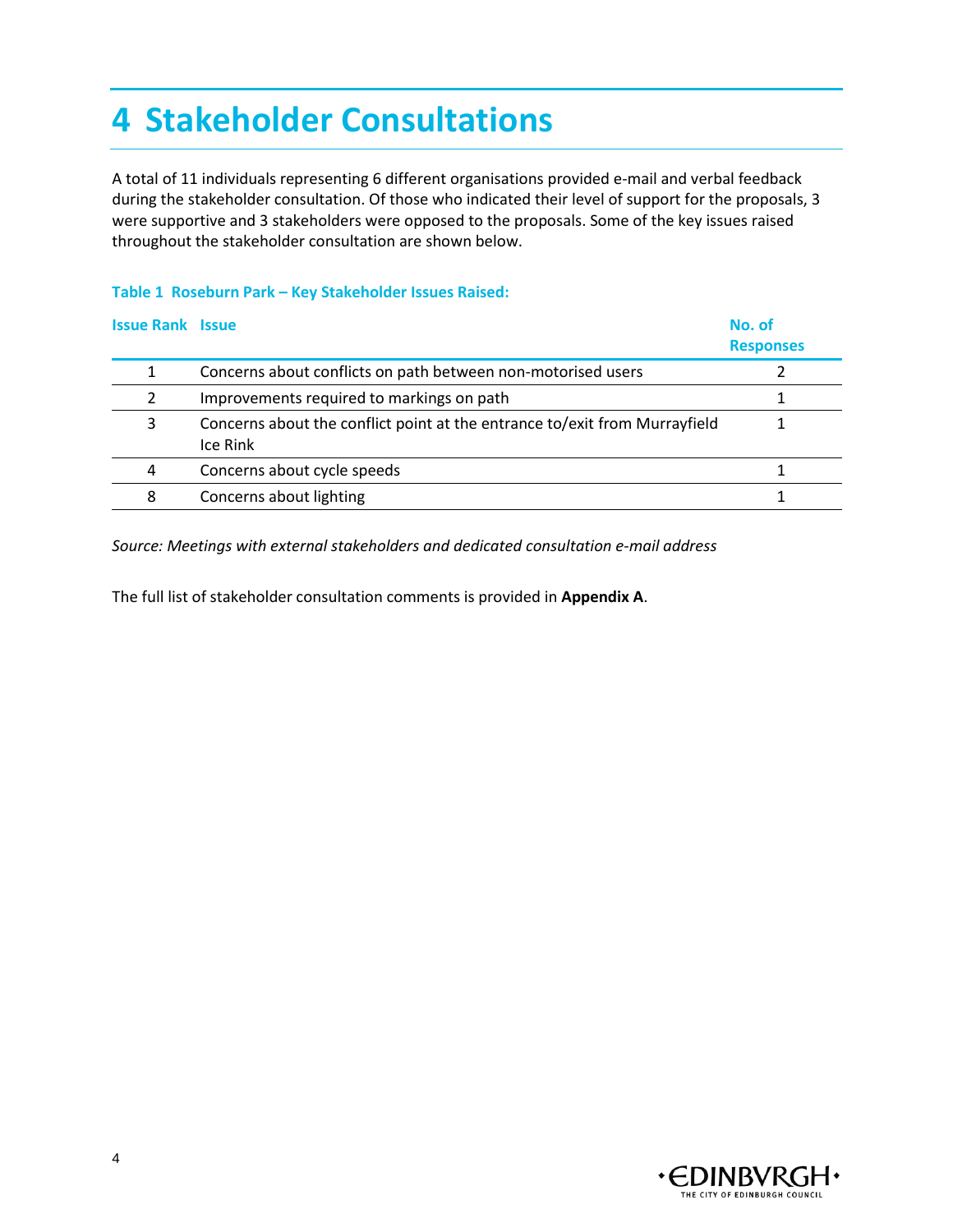# 4 Stakeholder Consultations

A total of 11 individuals representing 6 different organisations provided e-mail and verbal feedback during the stakeholder consultation. Of those who indicated their level of support for the proposals, 3 were supportive and 3 stakeholders were opposed to the proposals. Some of the key issues raised throughout the stakeholder consultation are shown below.

**Table 1 Roseburn Park – Key Stakeholder Issues Raised:**

| Issue Rank | Issue | No. of Responses |
|---|---|---|
| 1 | Concerns about conflicts on path between non-motorised users | 2 |
| 2 | Improvements required to markings on path | 1 |
| 3 | Concerns about the conflict point at the entrance to/exit from Murrayfield Ice Rink | 1 |
| 4 | Concerns about cycle speeds | 1 |
| 8 | Concerns about lighting | 1 |

*Source: Meetings with external stakeholders and dedicated consultation e-mail address*

The full list of stakeholder consultation comments is provided in **Appendix A**.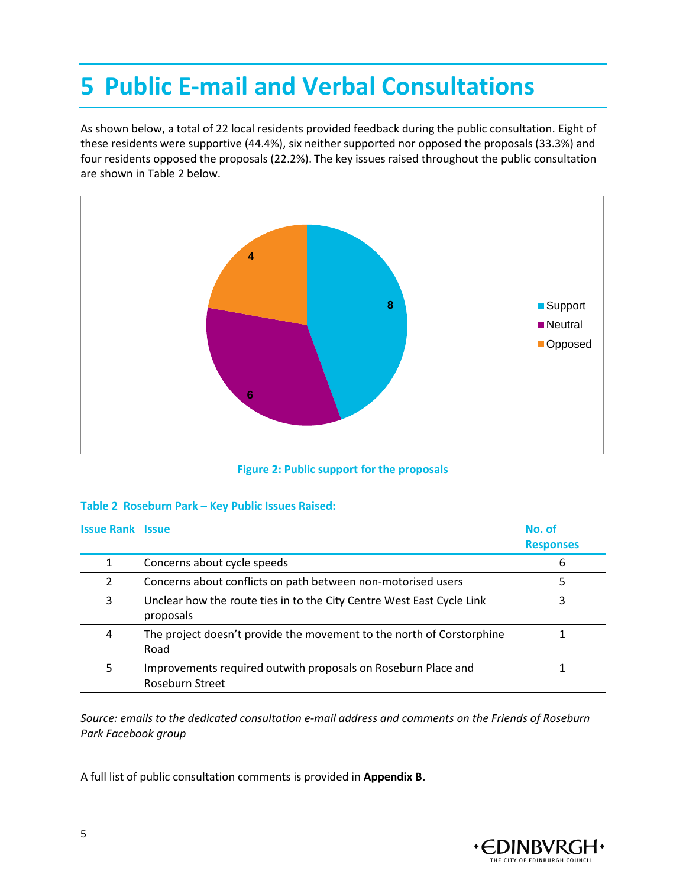# 5 Public E-mail and Verbal Consultations

As shown below, a total of 22 local residents provided feedback during the public consultation. Eight of these residents were supportive (44.4%), six neither supported nor opposed the proposals (33.3%) and four residents opposed the proposals (22.2%). The key issues raised throughout the public consultation are shown in Table 2 below.

Figure 2: Public support for the proposals

**Table 2 Roseburn Park – Key Public Issues Raised:**

| Issue Rank | Issue | No. of Responses |
|---|---|---|
| 1 | Concerns about cycle speeds | 6 |
| 2 | Concerns about conflicts on path between non-motorised users | 5 |
| 3 | Unclear how the route ties in to the City Centre West East Cycle Link proposals | 3 |
| 4 | The project doesn't provide the movement to the north of Corstorphine Road | 1 |
| 5 | Improvements required outwith proposals on Roseburn Place and Roseburn Street | 1 |

*Source: emails to the dedicated consultation e-mail address and comments on the Friends of Roseburn Park Facebook group*

A full list of public consultation comments is provided in **Appendix B.**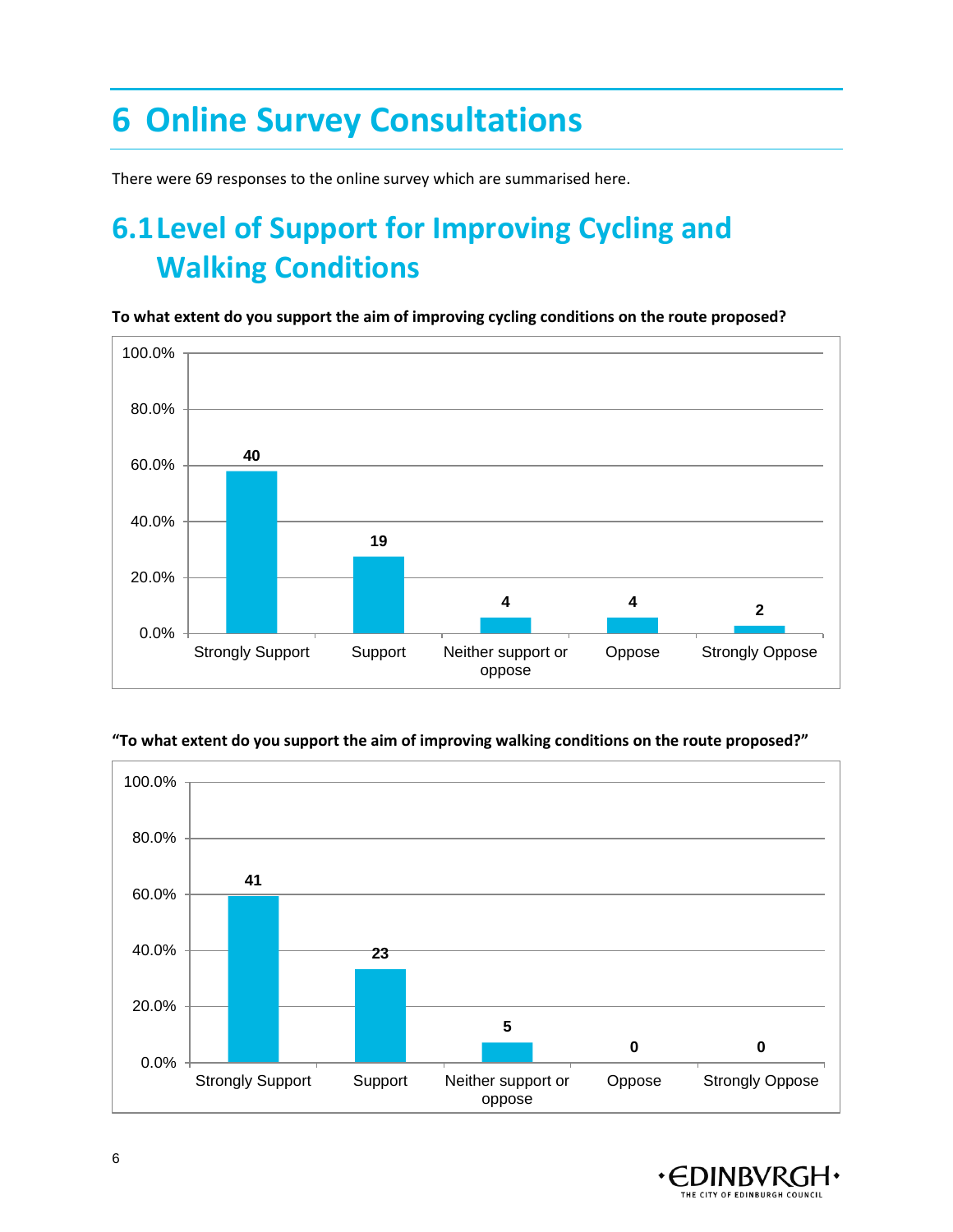# 6 Online Survey Consultations

There were 69 responses to the online survey which are summarised here.

## 6.1 Level of Support for Improving Cycling and Walking Conditions

**To what extent do you support the aim of improving cycling conditions on the route proposed?**

| Response | Count |
|---|---|
| Strongly Support | 40 |
| Support | 19 |
| Neither support or oppose | 4 |
| Oppose | 4 |
| Strongly Oppose | 2 |

**"To what extent do you support the aim of improving walking conditions on the route proposed?"**

| Response | Count |
|---|---|
| Strongly Support | 41 |
| Support | 23 |
| Neither support or oppose | 5 |
| Oppose | 0 |
| Strongly Oppose | 0 |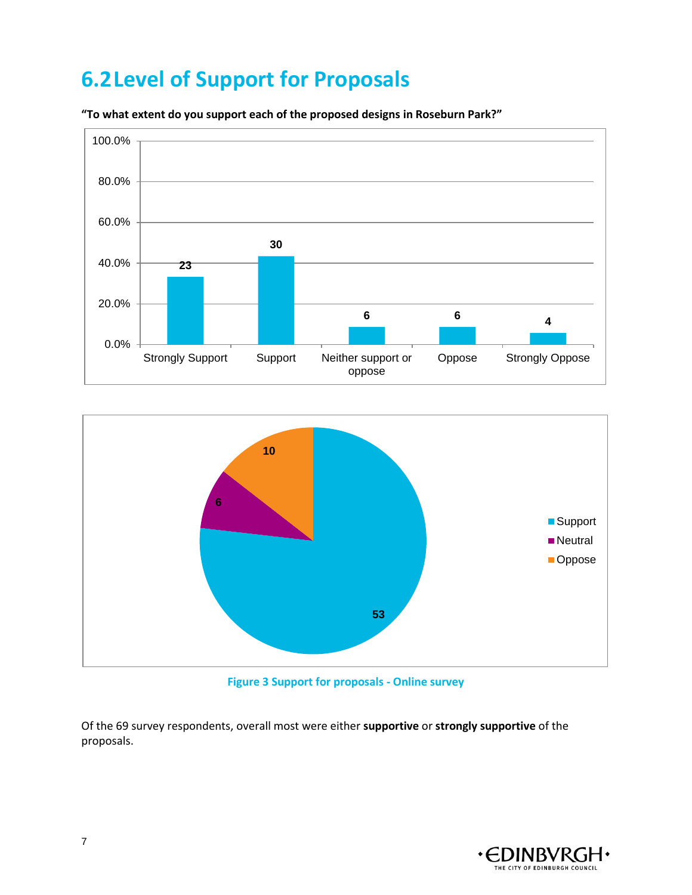## 6.2 Level of Support for Proposals

**"To what extent do you support each of the proposed designs in Roseburn Park?"**

Figure 3 Support for proposals - Online survey

Of the 69 survey respondents, overall most were either **supportive** or **strongly supportive** of the proposals.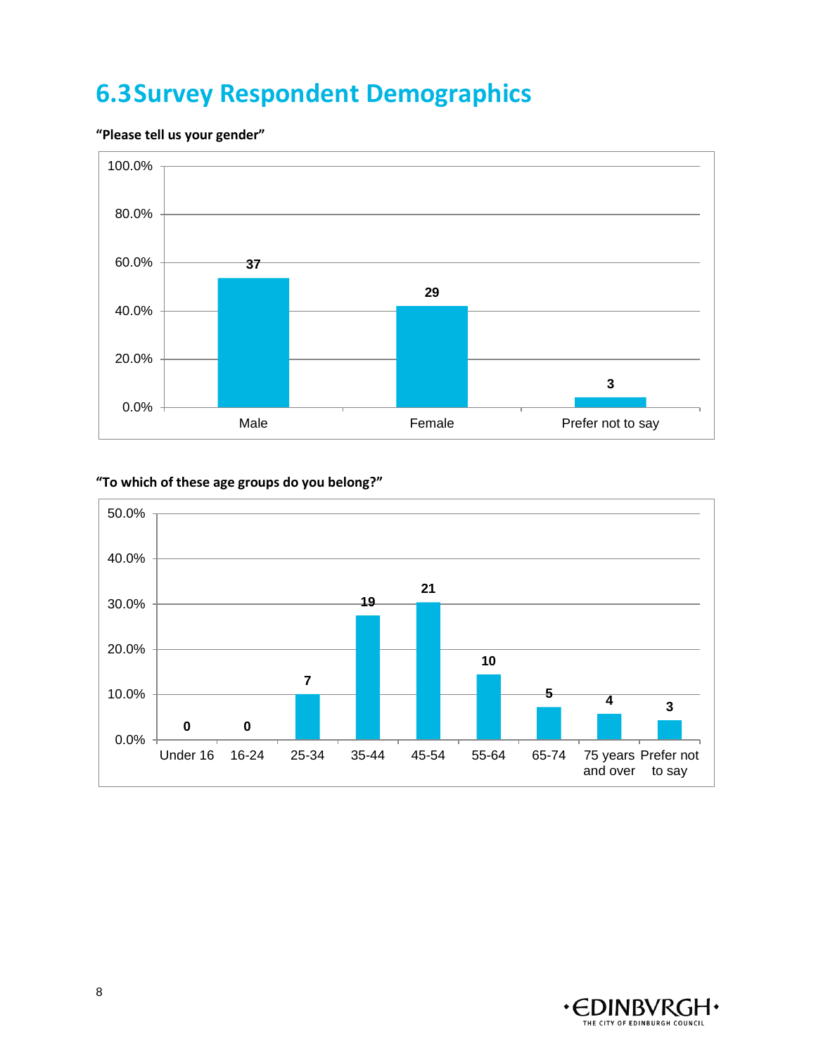## 6.3 Survey Respondent Demographics

**"Please tell us your gender"**

| Gender | Count |
|---|---|
| Male | 37 |
| Female | 29 |
| Prefer not to say | 3 |

**"To which of these age groups do you belong?"**

| Age group | Count |
|---|---|
| Under 16 | 0 |
| 16-24 | 0 |
| 25-34 | 7 |
| 35-44 | 19 |
| 45-54 | 21 |
| 55-64 | 10 |
| 65-74 | 5 |
| 75 years and over | 4 |
| Prefer not to say | 3 |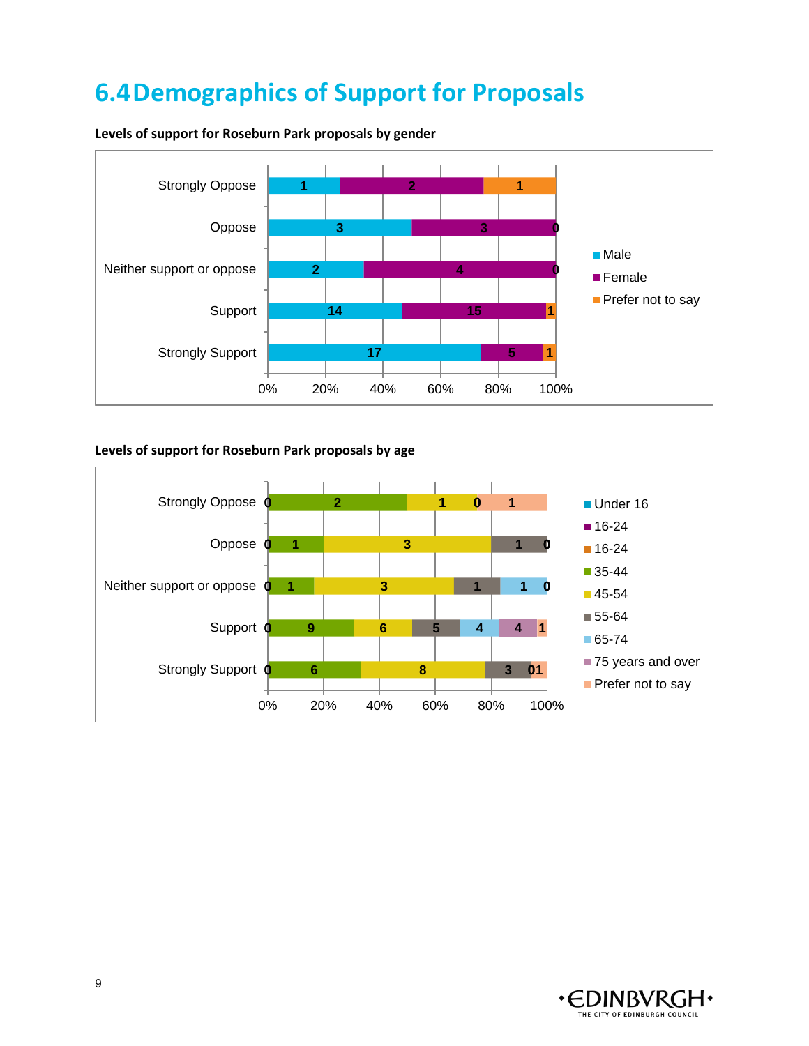## 6.4 Demographics of Support for Proposals

**Levels of support for Roseburn Park proposals by gender**

| | Male | Female | Prefer not to say |
|---|---|---|---|
| Strongly Oppose | 1 | 2 | 1 |
| Oppose | 3 | 3 | 0 |
| Neither support or oppose | 2 | 4 | 0 |
| Support | 14 | 15 | 1 |
| Strongly Support | 17 | 5 | 1 |

**Levels of support for Roseburn Park proposals by age**

| | Under 16 | 16-24 | 16-24 | 35-44 | 45-54 | 55-64 | 65-74 | 75 years and over | Prefer not to say |
|---|---|---|---|---|---|---|---|---|---|
| Strongly Oppose | 0 | | | 2 | 1 | 0 | | | 1 |
| Oppose | 0 | | | 1 | 3 | 1 | 0 | | |
| Neither support or oppose | 0 | | | 1 | 3 | 1 | 1 | 0 | |
| Support | 0 | | | 9 | 6 | 5 | 4 | 4 | 1 |
| Strongly Support | 0 | | | 6 | 8 | 3 | | 0 | 1 |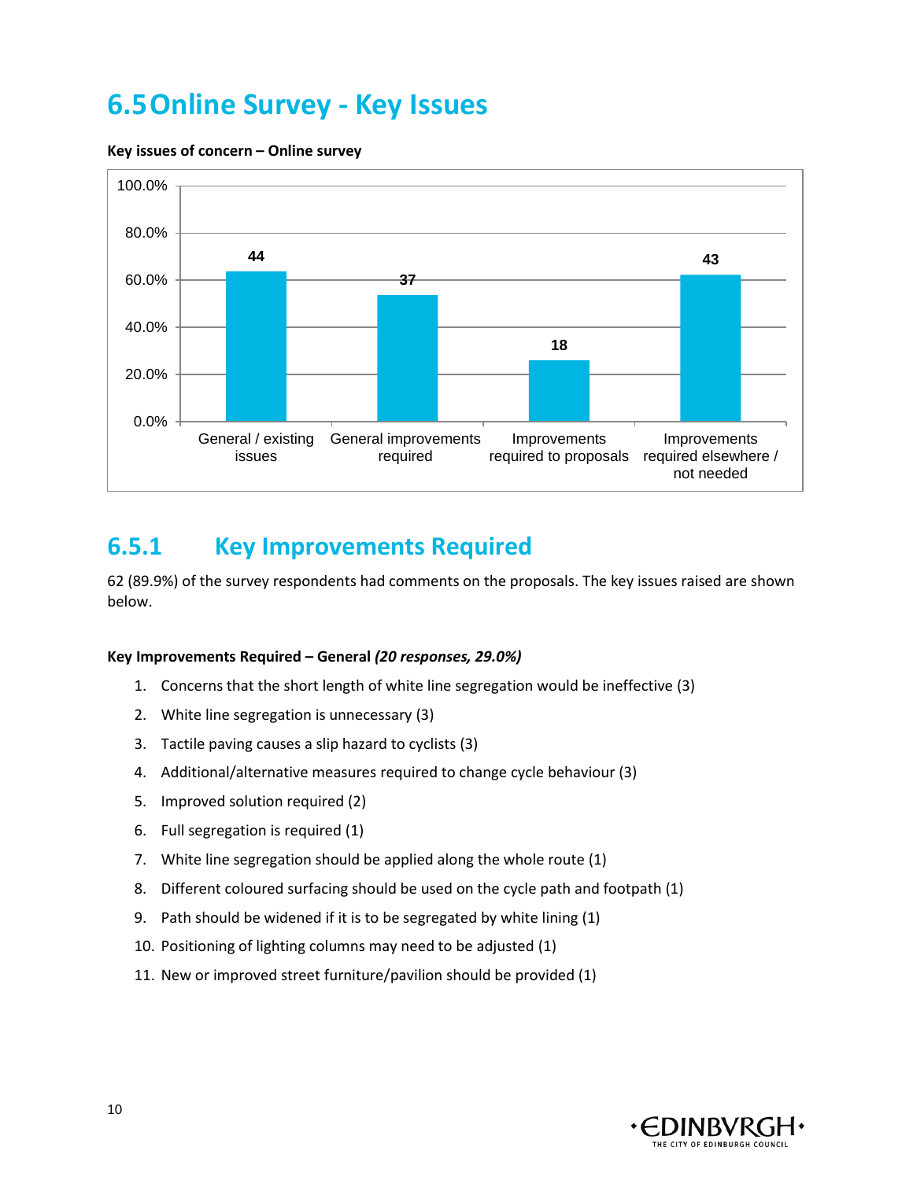# 6.5 Online Survey - Key Issues

**Key issues of concern – Online survey**

| Category | Count |
|---|---|
| General / existing issues | 44 |
| General improvements required | 37 |
| Improvements required to proposals | 18 |
| Improvements required elsewhere / not needed | 43 |

## 6.5.1 Key Improvements Required

62 (89.9%) of the survey respondents had comments on the proposals. The key issues raised are shown below.

**Key Improvements Required – General *(20 responses, 29.0%)***

1. Concerns that the short length of white line segregation would be ineffective (3)
2. White line segregation is unnecessary (3)
3. Tactile paving causes a slip hazard to cyclists (3)
4. Additional/alternative measures required to change cycle behaviour (3)
5. Improved solution required (2)
6. Full segregation is required (1)
7. White line segregation should be applied along the whole route (1)
8. Different coloured surfacing should be used on the cycle path and footpath (1)
9. Path should be widened if it is to be segregated by white lining (1)
10. Positioning of lighting columns may need to be adjusted (1)
11. New or improved street furniture/pavilion should be provided (1)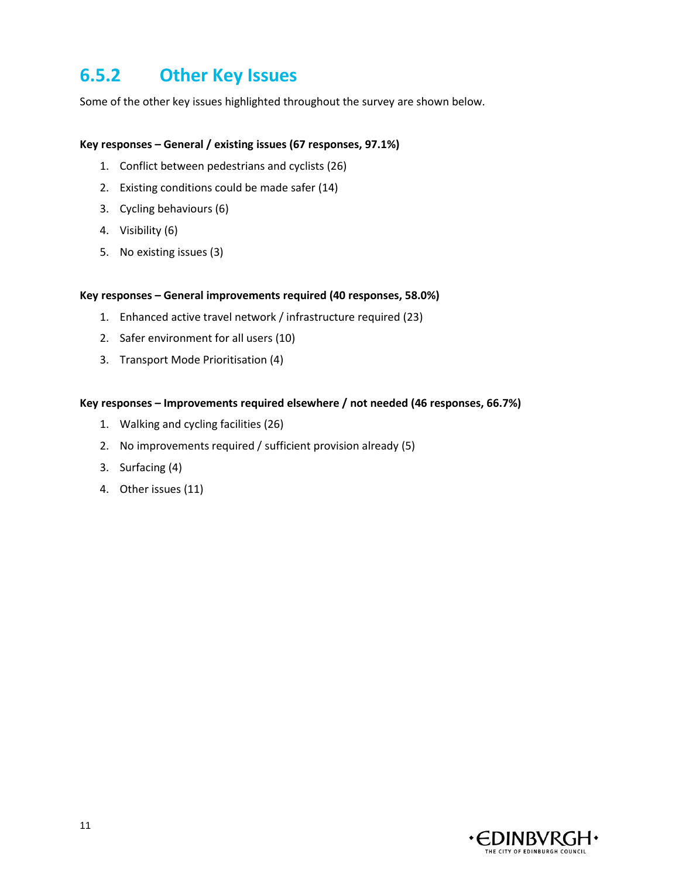### 6.5.2 Other Key Issues

Some of the other key issues highlighted throughout the survey are shown below.

**Key responses – General / existing issues (67 responses, 97.1%)**

1. Conflict between pedestrians and cyclists (26)
2. Existing conditions could be made safer (14)
3. Cycling behaviours (6)
4. Visibility (6)
5. No existing issues (3)

**Key responses – General improvements required (40 responses, 58.0%)**

1. Enhanced active travel network / infrastructure required (23)
2. Safer environment for all users (10)
3. Transport Mode Prioritisation (4)

**Key responses – Improvements required elsewhere / not needed (46 responses, 66.7%)**

1. Walking and cycling facilities (26)
2. No improvements required / sufficient provision already (5)
3. Surfacing (4)
4. Other issues (11)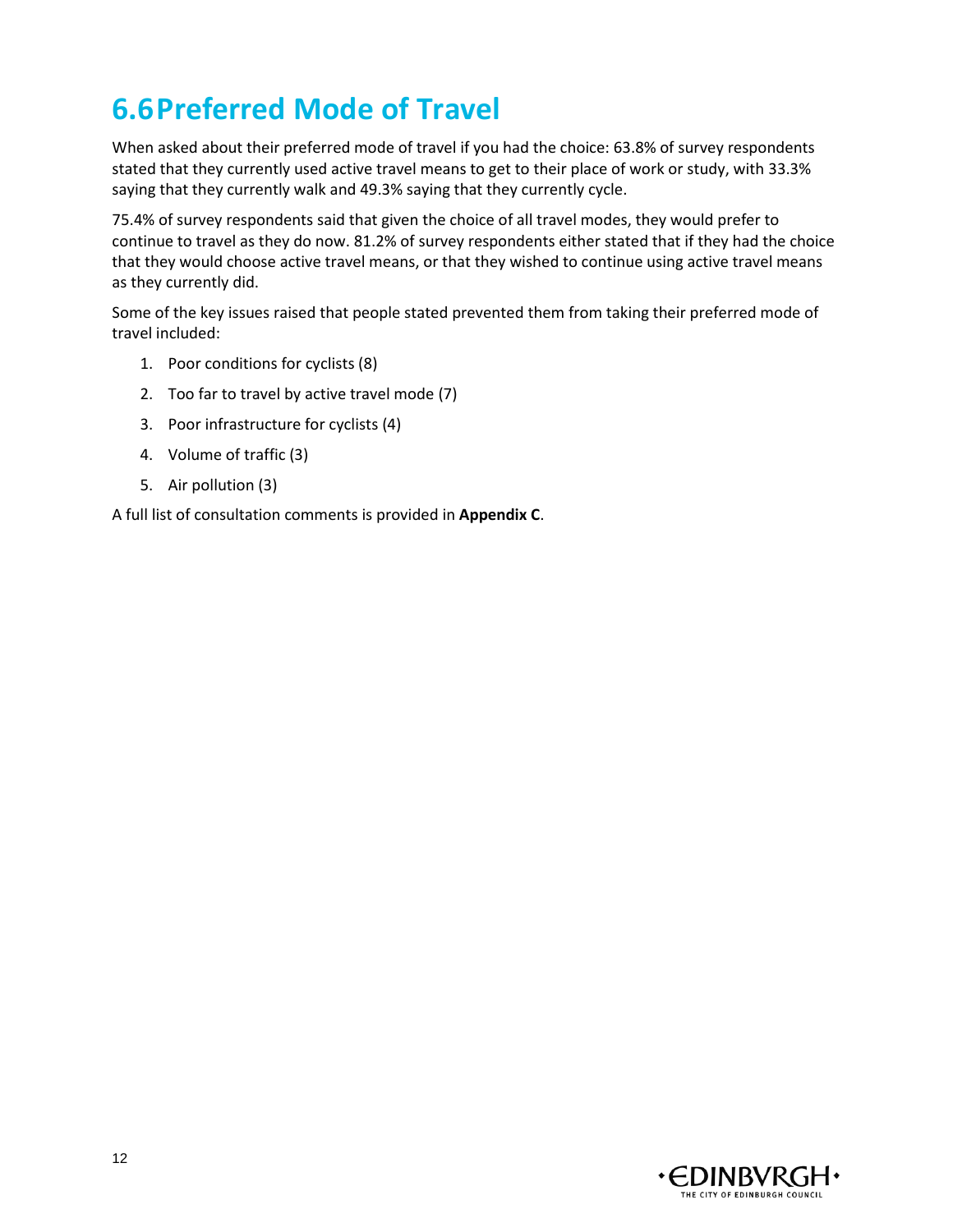## 6.6 Preferred Mode of Travel

When asked about their preferred mode of travel if you had the choice: 63.8% of survey respondents stated that they currently used active travel means to get to their place of work or study, with 33.3% saying that they currently walk and 49.3% saying that they currently cycle.

75.4% of survey respondents said that given the choice of all travel modes, they would prefer to continue to travel as they do now. 81.2% of survey respondents either stated that if they had the choice that they would choose active travel means, or that they wished to continue using active travel means as they currently did.

Some of the key issues raised that people stated prevented them from taking their preferred mode of travel included:

1. Poor conditions for cyclists (8)
2. Too far to travel by active travel mode (7)
3. Poor infrastructure for cyclists (4)
4. Volume of traffic (3)
5. Air pollution (3)

A full list of consultation comments is provided in **Appendix C**.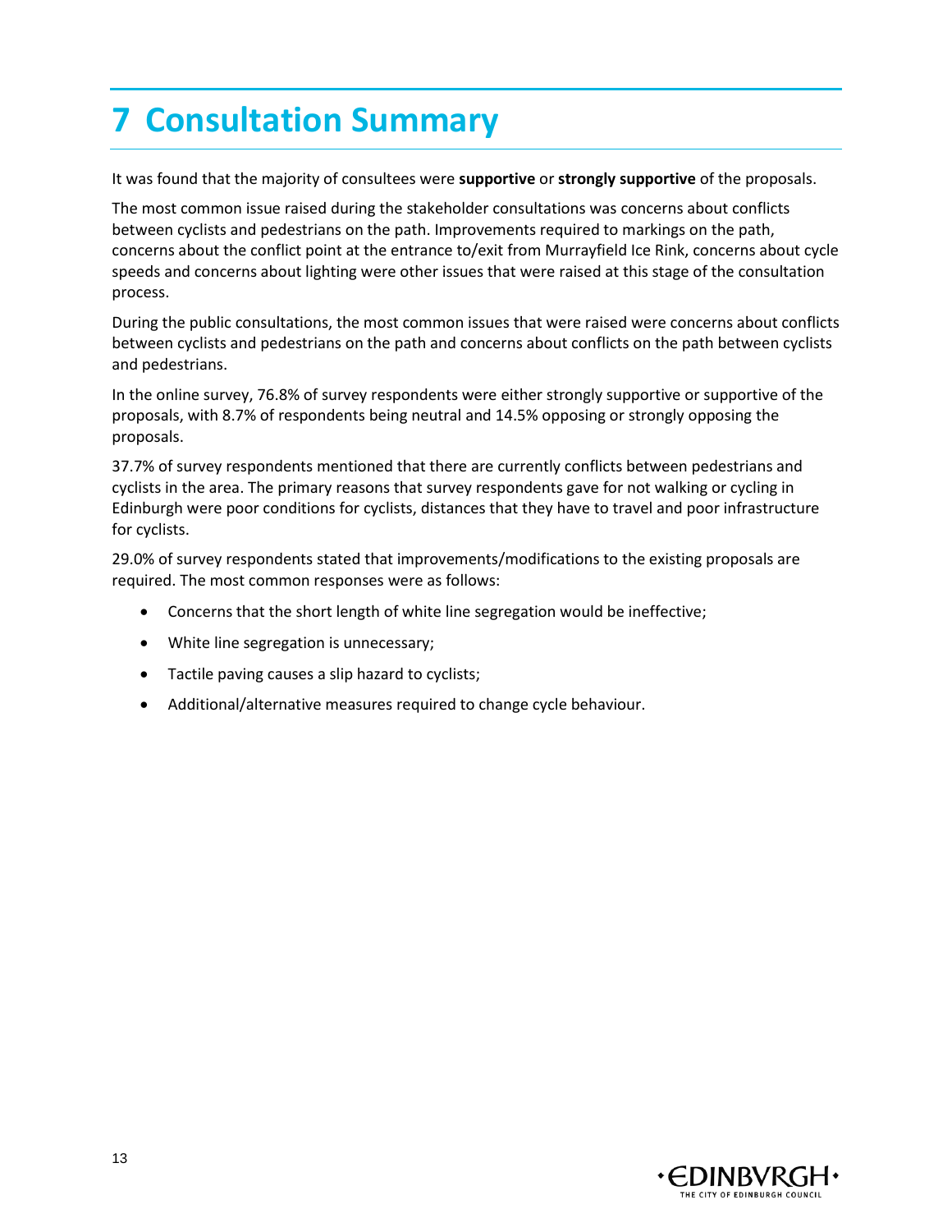# 7 Consultation Summary

It was found that the majority of consultees were **supportive** or **strongly supportive** of the proposals.

The most common issue raised during the stakeholder consultations was concerns about conflicts between cyclists and pedestrians on the path. Improvements required to markings on the path, concerns about the conflict point at the entrance to/exit from Murrayfield Ice Rink, concerns about cycle speeds and concerns about lighting were other issues that were raised at this stage of the consultation process.

During the public consultations, the most common issues that were raised were concerns about conflicts between cyclists and pedestrians on the path and concerns about conflicts on the path between cyclists and pedestrians.

In the online survey, 76.8% of survey respondents were either strongly supportive or supportive of the proposals, with 8.7% of respondents being neutral and 14.5% opposing or strongly opposing the proposals.

37.7% of survey respondents mentioned that there are currently conflicts between pedestrians and cyclists in the area. The primary reasons that survey respondents gave for not walking or cycling in Edinburgh were poor conditions for cyclists, distances that they have to travel and poor infrastructure for cyclists.

29.0% of survey respondents stated that improvements/modifications to the existing proposals are required. The most common responses were as follows:

- Concerns that the short length of white line segregation would be ineffective;
- White line segregation is unnecessary;
- Tactile paving causes a slip hazard to cyclists;
- Additional/alternative measures required to change cycle behaviour.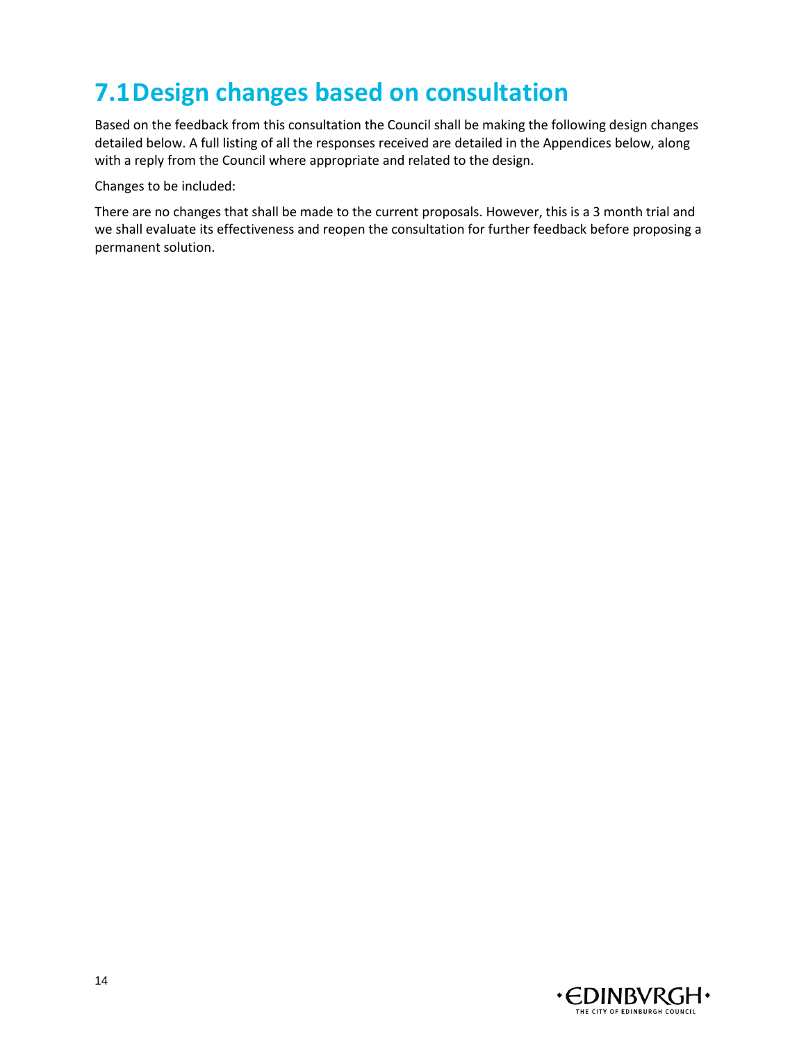## 7.1 Design changes based on consultation

Based on the feedback from this consultation the Council shall be making the following design changes detailed below. A full listing of all the responses received are detailed in the Appendices below, along with a reply from the Council where appropriate and related to the design.

Changes to be included:

There are no changes that shall be made to the current proposals. However, this is a 3 month trial and we shall evaluate its effectiveness and reopen the consultation for further feedback before proposing a permanent solution.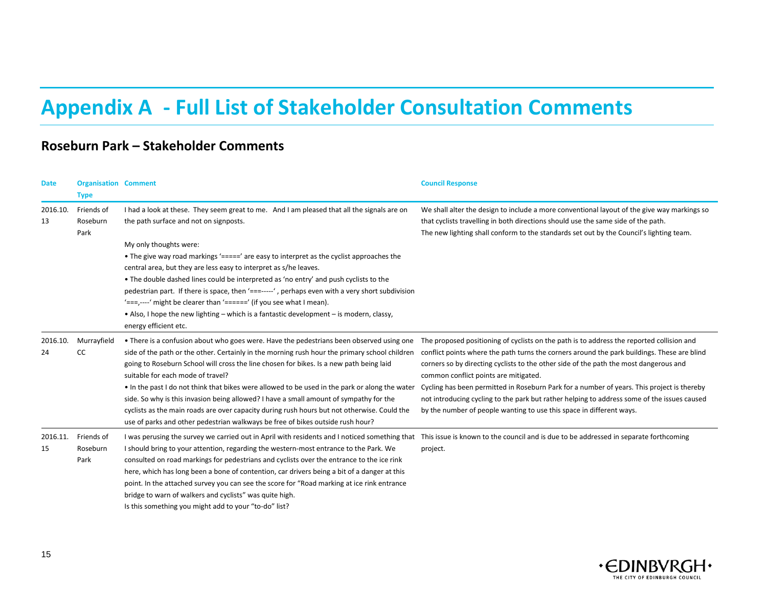# Appendix A - Full List of Stakeholder Consultation Comments

## Roseburn Park – Stakeholder Comments

| Date | Organisation Type | Comment | Council Response |
|---|---|---|---|
| 2016.10.13 | Friends of Roseburn Park | I had a look at these. They seem great to me. And I am pleased that all the signals are on the path surface and not on signposts.<br><br>My only thoughts were:<br>• The give way road markings '=====' are easy to interpret as the cyclist approaches the central area, but they are less easy to interpret as s/he leaves.<br>• The double dashed lines could be interpreted as 'no entry' and push cyclists to the pedestrian part. If there is space, then '===-----' , perhaps even with a very short subdivision '===,----' might be clearer than '======' (if you see what I mean).<br>• Also, I hope the new lighting – which is a fantastic development – is modern, classy, energy efficient etc. | We shall alter the design to include a more conventional layout of the give way markings so that cyclists travelling in both directions should use the same side of the path.<br>The new lighting shall conform to the standards set out by the Council's lighting team. |
| 2016.10.24 | Murrayfield CC | • There is a confusion about who goes were. Have the pedestrians been observed using one side of the path or the other. Certainly in the morning rush hour the primary school children going to Roseburn School will cross the line chosen for bikes. Is a new path being laid suitable for each mode of travel?<br>• In the past I do not think that bikes were allowed to be used in the park or along the water side. So why is this invasion being allowed? I have a small amount of sympathy for the cyclists as the main roads are over capacity during rush hours but not otherwise. Could the use of parks and other pedestrian walkways be free of bikes outside rush hour? | The proposed positioning of cyclists on the path is to address the reported collision and conflict points where the path turns the corners around the park buildings. These are blind corners so by directing cyclists to the other side of the path the most dangerous and common conflict points are mitigated.<br>Cycling has been permitted in Roseburn Park for a number of years. This project is thereby not introducing cycling to the park but rather helping to address some of the issues caused by the number of people wanting to use this space in different ways. |
| 2016.11.15 | Friends of Roseburn Park | I was perusing the survey we carried out in April with residents and I noticed something that I should bring to your attention, regarding the western-most entrance to the Park. We consulted on road markings for pedestrians and cyclists over the entrance to the ice rink here, which has long been a bone of contention, car drivers being a bit of a danger at this point. In the attached survey you can see the score for "Road marking at ice rink entrance bridge to warn of walkers and cyclists" was quite high.<br>Is this something you might add to your "to-do" list? | This issue is known to the council and is due to be addressed in separate forthcoming project. |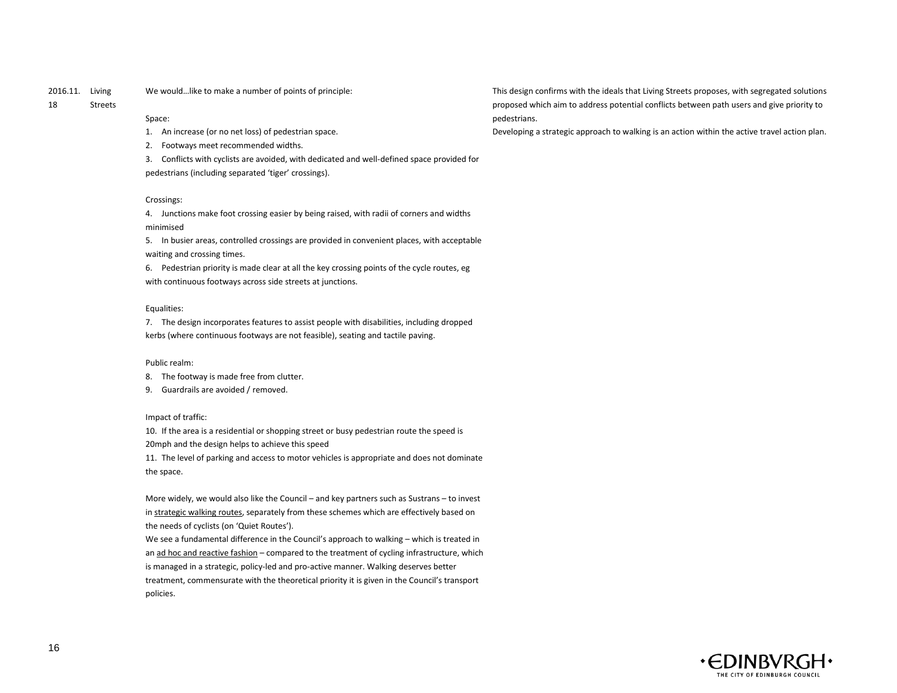| Date | Organisation | Comment | Response |
|---|---|---|---|
| 2016.11.18 | Living Streets | We would…like to make a number of points of principle:<br><br>Space:<br>1. An increase (or no net loss) of pedestrian space.<br>2. Footways meet recommended widths.<br>3. Conflicts with cyclists are avoided, with dedicated and well-defined space provided for pedestrians (including separated 'tiger' crossings).<br><br>Crossings:<br>4. Junctions make foot crossing easier by being raised, with radii of corners and widths minimised<br>5. In busier areas, controlled crossings are provided in convenient places, with acceptable waiting and crossing times.<br>6. Pedestrian priority is made clear at all the key crossing points of the cycle routes, eg with continuous footways across side streets at junctions.<br><br>Equalities:<br>7. The design incorporates features to assist people with disabilities, including dropped kerbs (where continuous footways are not feasible), seating and tactile paving.<br><br>Public realm:<br>8. The footway is made free from clutter.<br>9. Guardrails are avoided / removed.<br><br>Impact of traffic:<br>10. If the area is a residential or shopping street or busy pedestrian route the speed is 20mph and the design helps to achieve this speed<br>11. The level of parking and access to motor vehicles is appropriate and does not dominate the space.<br><br>More widely, we would also like the Council – and key partners such as Sustrans – to invest in strategic walking routes, separately from these schemes which are effectively based on the needs of cyclists (on 'Quiet Routes').<br>We see a fundamental difference in the Council's approach to walking – which is treated in an ad hoc and reactive fashion – compared to the treatment of cycling infrastructure, which is managed in a strategic, policy-led and pro-active manner. Walking deserves better treatment, commensurate with the theoretical priority it is given in the Council's transport policies. | This design confirms with the ideals that Living Streets proposes, with segregated solutions proposed which aim to address potential conflicts between path users and give priority to pedestrians.<br>Developing a strategic approach to walking is an action within the active travel action plan. |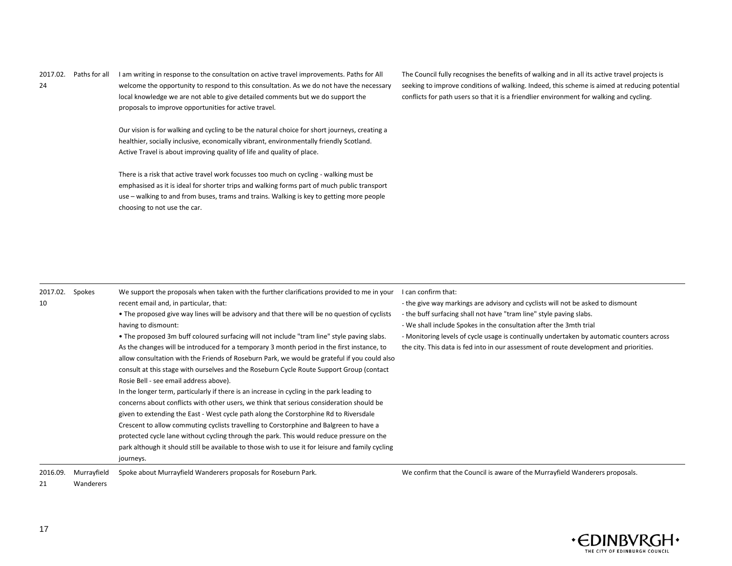| | | | |
|---|---|---|---|
| 2017.02.24 | Paths for all | I am writing in response to the consultation on active travel improvements. Paths for All welcome the opportunity to respond to this consultation. As we do not have the necessary local knowledge we are not able to give detailed comments but we do support the proposals to improve opportunities for active travel.<br><br>Our vision is for walking and cycling to be the natural choice for short journeys, creating a healthier, socially inclusive, economically vibrant, environmentally friendly Scotland. Active Travel is about improving quality of life and quality of place.<br><br>There is a risk that active travel work focusses too much on cycling - walking must be emphasised as it is ideal for shorter trips and walking forms part of much public transport use – walking to and from buses, trams and trains. Walking is key to getting more people choosing to not use the car. | The Council fully recognises the benefits of walking and in all its active travel projects is seeking to improve conditions of walking. Indeed, this scheme is aimed at reducing potential conflicts for path users so that it is a friendlier environment for walking and cycling. |
| 2017.02.10 | Spokes | We support the proposals when taken with the further clarifications provided to me in your recent email and, in particular, that:<br>• The proposed give way lines will be advisory and that there will be no question of cyclists having to dismount:<br>• The proposed 3m buff coloured surfacing will not include "tram line" style paving slabs.<br>As the changes will be introduced for a temporary 3 month period in the first instance, to allow consultation with the Friends of Roseburn Park, we would be grateful if you could also consult at this stage with ourselves and the Roseburn Cycle Route Support Group (contact Rosie Bell - see email address above).<br>In the longer term, particularly if there is an increase in cycling in the park leading to concerns about conflicts with other users, we think that serious consideration should be given to extending the East - West cycle path along the Corstorphine Rd to Riversdale Crescent to allow commuting cyclists travelling to Corstorphine and Balgreen to have a protected cycle lane without cycling through the park. This would reduce pressure on the park although it should still be available to those wish to use it for leisure and family cycling journeys. | I can confirm that:<br>- the give way markings are advisory and cyclists will not be asked to dismount<br>- the buff surfacing shall not have "tram line" style paving slabs.<br>- We shall include Spokes in the consultation after the 3mth trial<br>- Monitoring levels of cycle usage is continually undertaken by automatic counters across the city. This data is fed into our assessment of route development and priorities. |
| 2016.09.21 | Murrayfield Wanderers | Spoke about Murrayfield Wanderers proposals for Roseburn Park. | We confirm that the Council is aware of the Murrayfield Wanderers proposals. |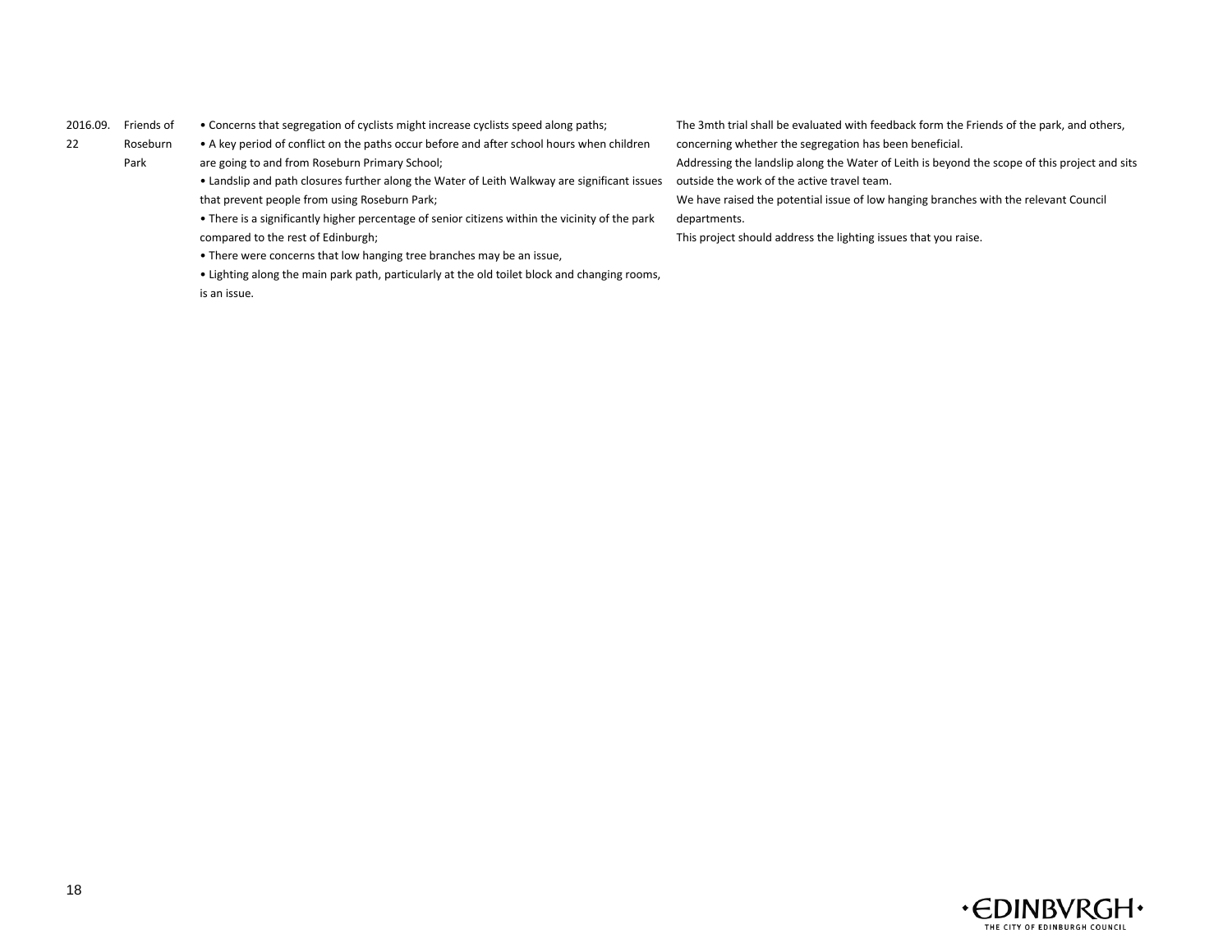| | | | |
|---|---|---|---|
| 2016.09.22 | Friends of Roseburn Park | • Concerns that segregation of cyclists might increase cyclists speed along paths;<br>• A key period of conflict on the paths occur before and after school hours when children are going to and from Roseburn Primary School;<br>• Landslip and path closures further along the Water of Leith Walkway are significant issues that prevent people from using Roseburn Park;<br>• There is a significantly higher percentage of senior citizens within the vicinity of the park compared to the rest of Edinburgh;<br>• There were concerns that low hanging tree branches may be an issue,<br>• Lighting along the main park path, particularly at the old toilet block and changing rooms, is an issue. | The 3mth trial shall be evaluated with feedback form the Friends of the park, and others, concerning whether the segregation has been beneficial.<br>Addressing the landslip along the Water of Leith is beyond the scope of this project and sits outside the work of the active travel team.<br>We have raised the potential issue of low hanging branches with the relevant Council departments.<br>This project should address the lighting issues that you raise. |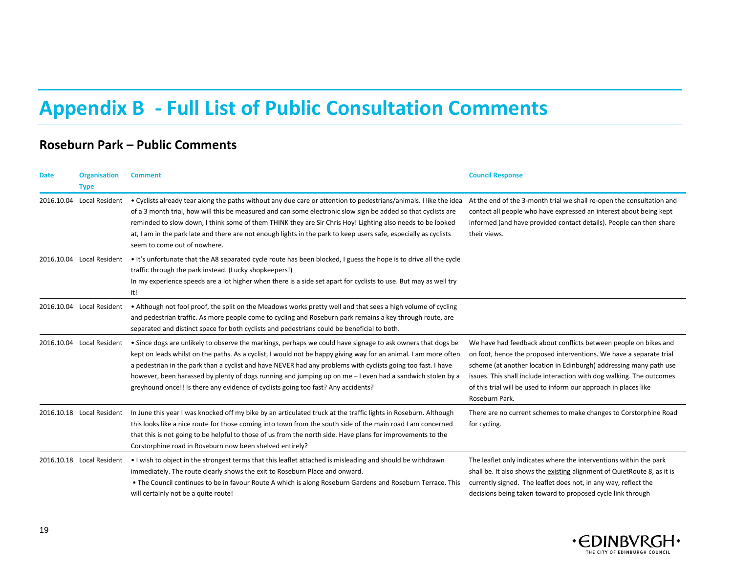# Appendix B - Full List of Public Consultation Comments

## Roseburn Park – Public Comments

| Date | Organisation Type | Comment | Council Response |
|---|---|---|---|
| 2016.10.04 | Local Resident | • Cyclists already tear along the paths without any due care or attention to pedestrians/animals. I like the idea of a 3 month trial, how will this be measured and can some electronic slow sign be added so that cyclists are reminded to slow down, I think some of them THINK they are Sir Chris Hoy! Lighting also needs to be looked at, I am in the park late and there are not enough lights in the park to keep users safe, especially as cyclists seem to come out of nowhere. | At the end of the 3-month trial we shall re-open the consultation and contact all people who have expressed an interest about being kept informed (and have provided contact details). People can then share their views. |
| 2016.10.04 | Local Resident | • It's unfortunate that the A8 separated cycle route has been blocked, I guess the hope is to drive all the cycle traffic through the park instead. (Lucky shopkeepers!)<br>In my experience speeds are a lot higher when there is a side set apart for cyclists to use. But may as well try it! | |
| 2016.10.04 | Local Resident | • Although not fool proof, the split on the Meadows works pretty well and that sees a high volume of cycling and pedestrian traffic. As more people come to cycling and Roseburn park remains a key through route, are separated and distinct space for both cyclists and pedestrians could be beneficial to both. | |
| 2016.10.04 | Local Resident | • Since dogs are unlikely to observe the markings, perhaps we could have signage to ask owners that dogs be kept on leads whilst on the paths. As a cyclist, I would not be happy giving way for an animal. I am more often a pedestrian in the park than a cyclist and have NEVER had any problems with cyclists going too fast. I have however, been harassed by plenty of dogs running and jumping up on me – I even had a sandwich stolen by a greyhound once!! Is there any evidence of cyclists going too fast? Any accidents? | We have had feedback about conflicts between people on bikes and on foot, hence the proposed interventions. We have a separate trial scheme (at another location in Edinburgh) addressing many path use issues. This shall include interaction with dog walking. The outcomes of this trial will be used to inform our approach in places like Roseburn Park. |
| 2016.10.18 | Local Resident | In June this year I was knocked off my bike by an articulated truck at the traffic lights in Roseburn. Although this looks like a nice route for those coming into town from the south side of the main road I am concerned that this is not going to be helpful to those of us from the north side. Have plans for improvements to the Corstorphine road in Roseburn now been shelved entirely? | There are no current schemes to make changes to Corstorphine Road for cycling. |
| 2016.10.18 | Local Resident | • I wish to object in the strongest terms that this leaflet attached is misleading and should be withdrawn immediately. The route clearly shows the exit to Roseburn Place and onward.<br>• The Council continues to be in favour Route A which is along Roseburn Gardens and Roseburn Terrace. This will certainly not be a quite route! | The leaflet only indicates where the interventions within the park shall be. It also shows the existing alignment of QuietRoute 8, as it is currently signed. The leaflet does not, in any way, reflect the decisions being taken toward to proposed cycle link through |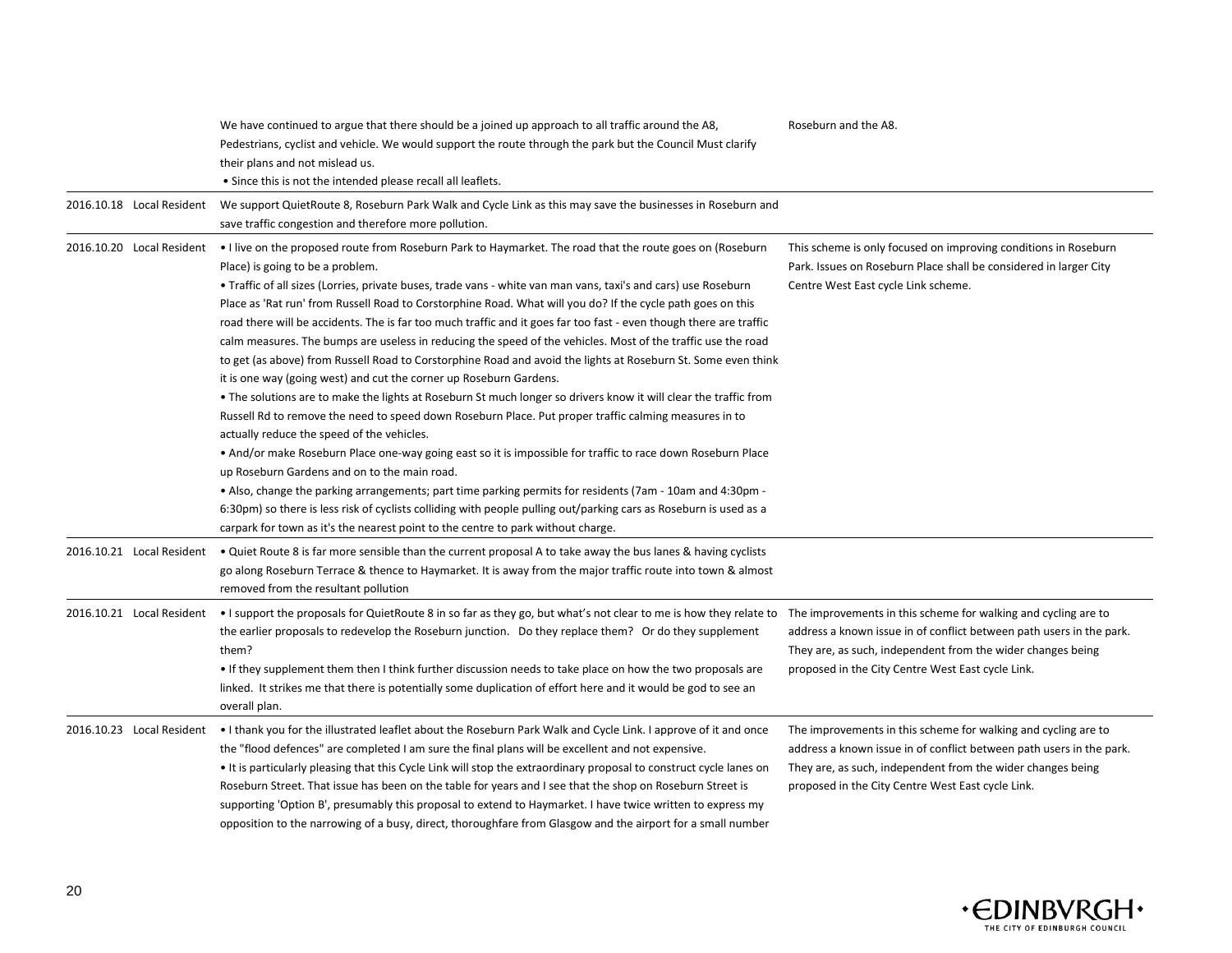| | | | |
|---|---|---|---|
| | | We have continued to argue that there should be a joined up approach to all traffic around the A8, Pedestrians, cyclist and vehicle. We would support the route through the park but the Council Must clarify their plans and not mislead us.<br>• Since this is not the intended please recall all leaflets. | Roseburn and the A8. |
| 2016.10.18 | Local Resident | We support QuietRoute 8, Roseburn Park Walk and Cycle Link as this may save the businesses in Roseburn and save traffic congestion and therefore more pollution. | |
| 2016.10.20 | Local Resident | • I live on the proposed route from Roseburn Park to Haymarket. The road that the route goes on (Roseburn Place) is going to be a problem.<br>• Traffic of all sizes (Lorries, private buses, trade vans - white van man vans, taxi's and cars) use Roseburn Place as 'Rat run' from Russell Road to Corstorphine Road. What will you do? If the cycle path goes on this road there will be accidents. The is far too much traffic and it goes far too fast - even though there are traffic calm measures. The bumps are useless in reducing the speed of the vehicles. Most of the traffic use the road to get (as above) from Russell Road to Corstorphine Road and avoid the lights at Roseburn St. Some even think it is one way (going west) and cut the corner up Roseburn Gardens.<br>• The solutions are to make the lights at Roseburn St much longer so drivers know it will clear the traffic from Russell Rd to remove the need to speed down Roseburn Place. Put proper traffic calming measures in to actually reduce the speed of the vehicles.<br>• And/or make Roseburn Place one-way going east so it is impossible for traffic to race down Roseburn Place up Roseburn Gardens and on to the main road.<br>• Also, change the parking arrangements; part time parking permits for residents (7am - 10am and 4:30pm - 6:30pm) so there is less risk of cyclists colliding with people pulling out/parking cars as Roseburn is used as a carpark for town as it's the nearest point to the centre to park without charge. | This scheme is only focused on improving conditions in Roseburn Park. Issues on Roseburn Place shall be considered in larger City Centre West East cycle Link scheme. |
| 2016.10.21 | Local Resident | • Quiet Route 8 is far more sensible than the current proposal A to take away the bus lanes & having cyclists go along Roseburn Terrace & thence to Haymarket. It is away from the major traffic route into town & almost removed from the resultant pollution | |
| 2016.10.21 | Local Resident | • I support the proposals for QuietRoute 8 in so far as they go, but what's not clear to me is how they relate to the earlier proposals to redevelop the Roseburn junction. Do they replace them? Or do they supplement them?<br>• If they supplement them then I think further discussion needs to take place on how the two proposals are linked. It strikes me that there is potentially some duplication of effort here and it would be god to see an overall plan. | The improvements in this scheme for walking and cycling are to address a known issue in of conflict between path users in the park. They are, as such, independent from the wider changes being proposed in the City Centre West East cycle Link. |
| 2016.10.23 | Local Resident | • I thank you for the illustrated leaflet about the Roseburn Park Walk and Cycle Link. I approve of it and once the "flood defences" are completed I am sure the final plans will be excellent and not expensive.<br>• It is particularly pleasing that this Cycle Link will stop the extraordinary proposal to construct cycle lanes on Roseburn Street. That issue has been on the table for years and I see that the shop on Roseburn Street is supporting 'Option B', presumably this proposal to extend to Haymarket. I have twice written to express my opposition to the narrowing of a busy, direct, thoroughfare from Glasgow and the airport for a small number | The improvements in this scheme for walking and cycling are to address a known issue in of conflict between path users in the park. They are, as such, independent from the wider changes being proposed in the City Centre West East cycle Link. |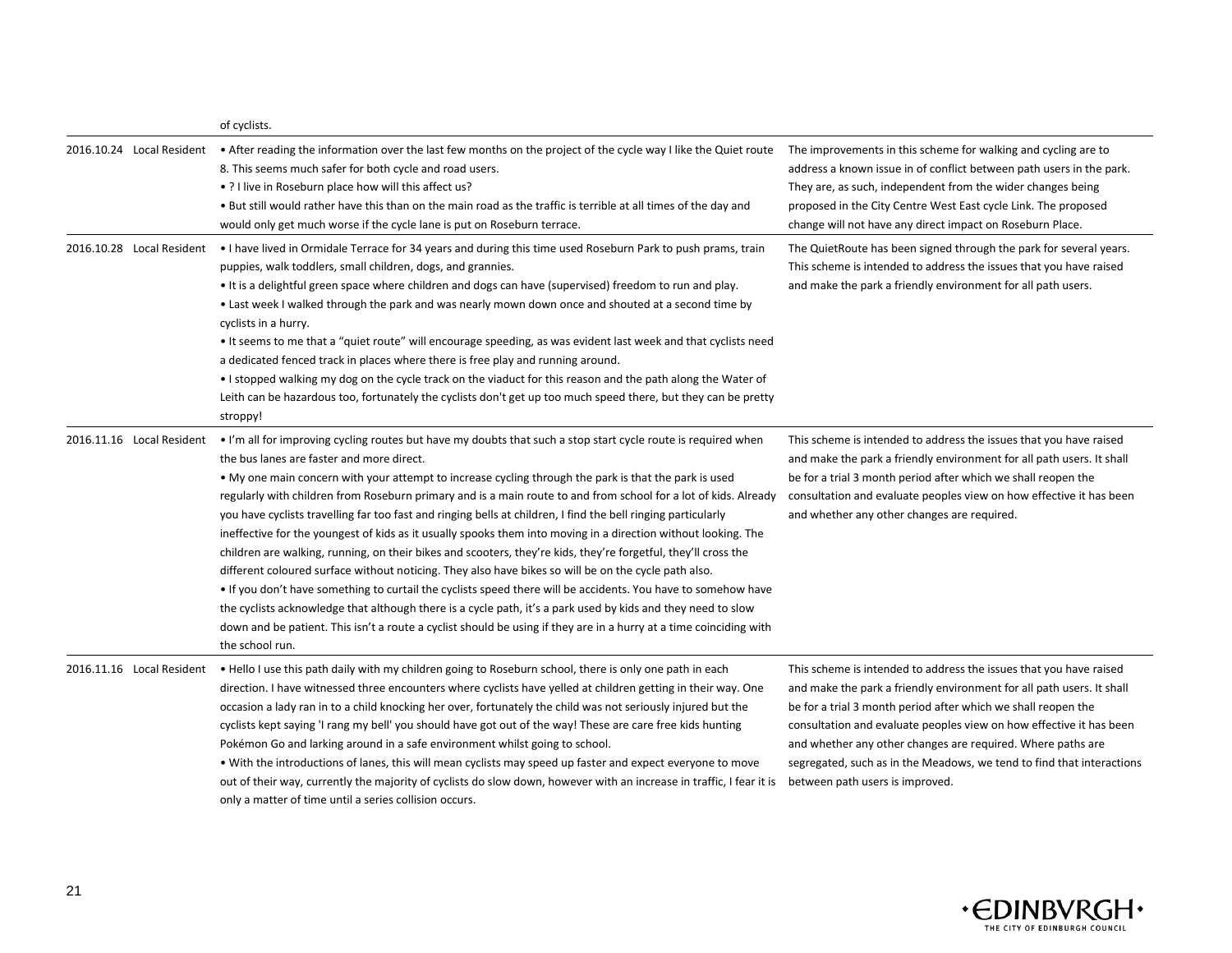| | | | |
|---|---|---|---|
| | | of cyclists. | |
| 2016.10.24 | Local Resident | • After reading the information over the last few months on the project of the cycle way I like the Quiet route 8. This seems much safer for both cycle and road users.<br>• ? I live in Roseburn place how will this affect us?<br>• But still would rather have this than on the main road as the traffic is terrible at all times of the day and would only get much worse if the cycle lane is put on Roseburn terrace. | The improvements in this scheme for walking and cycling are to address a known issue in of conflict between path users in the park. They are, as such, independent from the wider changes being proposed in the City Centre West East cycle Link. The proposed change will not have any direct impact on Roseburn Place. |
| 2016.10.28 | Local Resident | • I have lived in Ormidale Terrace for 34 years and during this time used Roseburn Park to push prams, train puppies, walk toddlers, small children, dogs, and grannies.<br>• It is a delightful green space where children and dogs can have (supervised) freedom to run and play.<br>• Last week I walked through the park and was nearly mown down once and shouted at a second time by cyclists in a hurry.<br>• It seems to me that a "quiet route" will encourage speeding, as was evident last week and that cyclists need a dedicated fenced track in places where there is free play and running around.<br>• I stopped walking my dog on the cycle track on the viaduct for this reason and the path along the Water of Leith can be hazardous too, fortunately the cyclists don't get up too much speed there, but they can be pretty stroppy! | The QuietRoute has been signed through the park for several years. This scheme is intended to address the issues that you have raised and make the park a friendly environment for all path users. |
| 2016.11.16 | Local Resident | • I'm all for improving cycling routes but have my doubts that such a stop start cycle route is required when the bus lanes are faster and more direct.<br>• My one main concern with your attempt to increase cycling through the park is that the park is used regularly with children from Roseburn primary and is a main route to and from school for a lot of kids. Already you have cyclists travelling far too fast and ringing bells at children, I find the bell ringing particularly ineffective for the youngest of kids as it usually spooks them into moving in a direction without looking. The children are walking, running, on their bikes and scooters, they're kids, they're forgetful, they'll cross the different coloured surface without noticing. They also have bikes so will be on the cycle path also.<br>• If you don't have something to curtail the cyclists speed there will be accidents. You have to somehow have the cyclists acknowledge that although there is a cycle path, it's a park used by kids and they need to slow down and be patient. This isn't a route a cyclist should be using if they are in a hurry at a time coinciding with the school run. | This scheme is intended to address the issues that you have raised and make the park a friendly environment for all path users. It shall be for a trial 3 month period after which we shall reopen the consultation and evaluate peoples view on how effective it has been and whether any other changes are required. |
| 2016.11.16 | Local Resident | • Hello I use this path daily with my children going to Roseburn school, there is only one path in each direction. I have witnessed three encounters where cyclists have yelled at children getting in their way. One occasion a lady ran in to a child knocking her over, fortunately the child was not seriously injured but the cyclists kept saying 'I rang my bell' you should have got out of the way! These are care free kids hunting Pokémon Go and larking around in a safe environment whilst going to school.<br>• With the introductions of lanes, this will mean cyclists may speed up faster and expect everyone to move out of their way, currently the majority of cyclists do slow down, however with an increase in traffic, I fear it is only a matter of time until a series collision occurs. | This scheme is intended to address the issues that you have raised and make the park a friendly environment for all path users. It shall be for a trial 3 month period after which we shall reopen the consultation and evaluate peoples view on how effective it has been and whether any other changes are required. Where paths are segregated, such as in the Meadows, we tend to find that interactions between path users is improved. |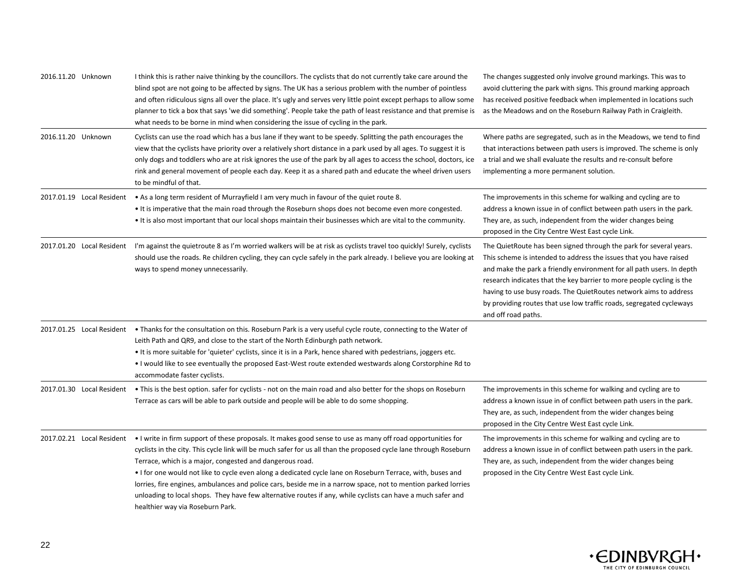| | | | |
|---|---|---|---|
| 2016.11.20 | Unknown | I think this is rather naive thinking by the councillors. The cyclists that do not currently take care around the blind spot are not going to be affected by signs. The UK has a serious problem with the number of pointless and often ridiculous signs all over the place. It's ugly and serves very little point except perhaps to allow some planner to tick a box that says 'we did something'. People take the path of least resistance and that premise is what needs to be borne in mind when considering the issue of cycling in the park. | The changes suggested only involve ground markings. This was to avoid cluttering the park with signs. This ground marking approach has received positive feedback when implemented in locations such as the Meadows and on the Roseburn Railway Path in Craigleith. |
| 2016.11.20 | Unknown | Cyclists can use the road which has a bus lane if they want to be speedy. Splitting the path encourages the view that the cyclists have priority over a relatively short distance in a park used by all ages. To suggest it is only dogs and toddlers who are at risk ignores the use of the park by all ages to access the school, doctors, ice rink and general movement of people each day. Keep it as a shared path and educate the wheel driven users to be mindful of that. | Where paths are segregated, such as in the Meadows, we tend to find that interactions between path users is improved. The scheme is only a trial and we shall evaluate the results and re-consult before implementing a more permanent solution. |
| 2017.01.19 | Local Resident | • As a long term resident of Murrayfield I am very much in favour of the quiet route 8.<br>• It is imperative that the main road through the Roseburn shops does not become even more congested.<br>• It is also most important that our local shops maintain their businesses which are vital to the community. | The improvements in this scheme for walking and cycling are to address a known issue in of conflict between path users in the park. They are, as such, independent from the wider changes being proposed in the City Centre West East cycle Link. |
| 2017.01.20 | Local Resident | I'm against the quietroute 8 as I'm worried walkers will be at risk as cyclists travel too quickly! Surely, cyclists should use the roads. Re children cycling, they can cycle safely in the park already. I believe you are looking at ways to spend money unnecessarily. | The QuietRoute has been signed through the park for several years. This scheme is intended to address the issues that you have raised and make the park a friendly environment for all path users. In depth research indicates that the key barrier to more people cycling is the having to use busy roads. The QuietRoutes network aims to address by providing routes that use low traffic roads, segregated cycleways and off road paths. |
| 2017.01.25 | Local Resident | • Thanks for the consultation on this. Roseburn Park is a very useful cycle route, connecting to the Water of Leith Path and QR9, and close to the start of the North Edinburgh path network.<br>• It is more suitable for 'quieter' cyclists, since it is in a Park, hence shared with pedestrians, joggers etc.<br>• I would like to see eventually the proposed East-West route extended westwards along Corstorphine Rd to accommodate faster cyclists. | |
| 2017.01.30 | Local Resident | • This is the best option. safer for cyclists - not on the main road and also better for the shops on Roseburn Terrace as cars will be able to park outside and people will be able to do some shopping. | The improvements in this scheme for walking and cycling are to address a known issue in of conflict between path users in the park. They are, as such, independent from the wider changes being proposed in the City Centre West East cycle Link. |
| 2017.02.21 | Local Resident | • I write in firm support of these proposals. It makes good sense to use as many off road opportunities for cyclists in the city. This cycle link will be much safer for us all than the proposed cycle lane through Roseburn Terrace, which is a major, congested and dangerous road.<br>• I for one would not like to cycle even along a dedicated cycle lane on Roseburn Terrace, with, buses and lorries, fire engines, ambulances and police cars, beside me in a narrow space, not to mention parked lorries unloading to local shops. They have few alternative routes if any, while cyclists can have a much safer and healthier way via Roseburn Park. | The improvements in this scheme for walking and cycling are to address a known issue in of conflict between path users in the park. They are, as such, independent from the wider changes being proposed in the City Centre West East cycle Link. |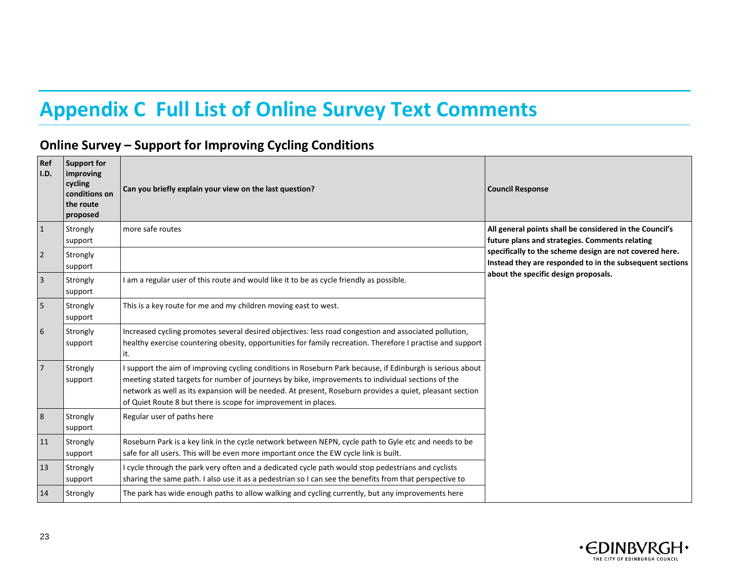# Appendix C Full List of Online Survey Text Comments

## Online Survey – Support for Improving Cycling Conditions

| Ref I.D. | Support for improving cycling conditions on the route proposed | Can you briefly explain your view on the last question? | Council Response |
|---|---|---|---|
| 1 | Strongly support | more safe routes | **All general points shall be considered in the Council's future plans and strategies. Comments relating specifically to the scheme design are not covered here. Instead they are responded to in the subsequent sections about the specific design proposals.** |
| 2 | Strongly support | | |
| 3 | Strongly support | I am a regular user of this route and would like it to be as cycle friendly as possible. | |
| 5 | Strongly support | This is a key route for me and my children moving east to west. | |
| 6 | Strongly support | Increased cycling promotes several desired objectives: less road congestion and associated pollution, healthy exercise countering obesity, opportunities for family recreation. Therefore I practise and support it. | |
| 7 | Strongly support | I support the aim of improving cycling conditions in Roseburn Park because, if Edinburgh is serious about meeting stated targets for number of journeys by bike, improvements to individual sections of the network as well as its expansion will be needed. At present, Roseburn provides a quiet, pleasant section of Quiet Route 8 but there is scope for improvement in places. | |
| 8 | Strongly support | Regular user of paths here | |
| 11 | Strongly support | Roseburn Park is a key link in the cycle network between NEPN, cycle path to Gyle etc and needs to be safe for all users. This will be even more important once the EW cycle link is built. | |
| 13 | Strongly support | I cycle through the park very often and a dedicated cycle path would stop pedestrians and cyclists sharing the same path. I also use it as a pedestrian so I can see the benefits from that perspective to | |
| 14 | Strongly | The park has wide enough paths to allow walking and cycling currently, but any improvements here | |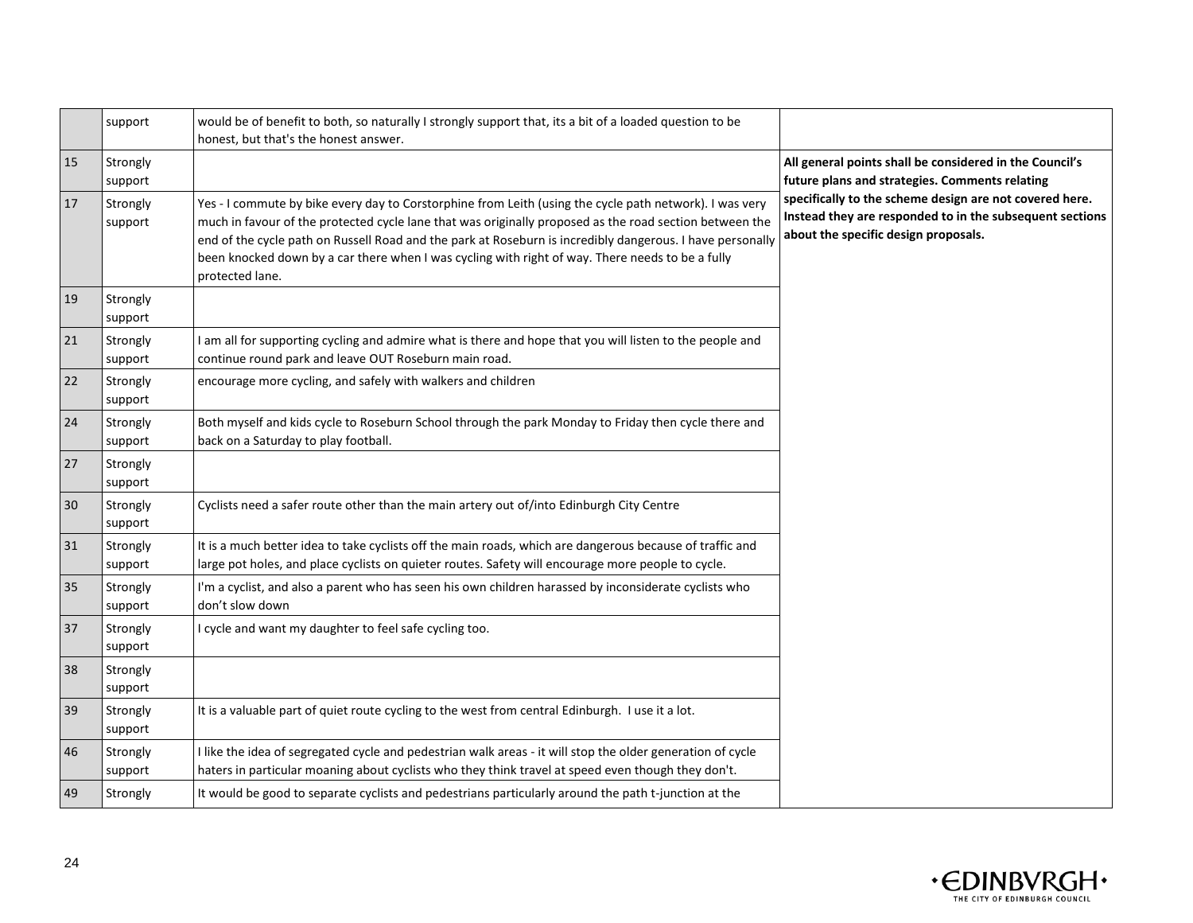| | | | |
|---|---|---|---|
| | support | would be of benefit to both, so naturally I strongly support that, its a bit of a loaded question to be honest, but that's the honest answer. | |
| 15 | Strongly support | | **All general points shall be considered in the Council's future plans and strategies. Comments relating specifically to the scheme design are not covered here. Instead they are responded to in the subsequent sections about the specific design proposals.** |
| 17 | Strongly support | Yes - I commute by bike every day to Corstorphine from Leith (using the cycle path network). I was very much in favour of the protected cycle lane that was originally proposed as the road section between the end of the cycle path on Russell Road and the park at Roseburn is incredibly dangerous. I have personally been knocked down by a car there when I was cycling with right of way. There needs to be a fully protected lane. | |
| 19 | Strongly support | | |
| 21 | Strongly support | I am all for supporting cycling and admire what is there and hope that you will listen to the people and continue round park and leave OUT Roseburn main road. | |
| 22 | Strongly support | encourage more cycling, and safely with walkers and children | |
| 24 | Strongly support | Both myself and kids cycle to Roseburn School through the park Monday to Friday then cycle there and back on a Saturday to play football. | |
| 27 | Strongly support | | |
| 30 | Strongly support | Cyclists need a safer route other than the main artery out of/into Edinburgh City Centre | |
| 31 | Strongly support | It is a much better idea to take cyclists off the main roads, which are dangerous because of traffic and large pot holes, and place cyclists on quieter routes. Safety will encourage more people to cycle. | |
| 35 | Strongly support | I'm a cyclist, and also a parent who has seen his own children harassed by inconsiderate cyclists who don't slow down | |
| 37 | Strongly support | I cycle and want my daughter to feel safe cycling too. | |
| 38 | Strongly support | | |
| 39 | Strongly support | It is a valuable part of quiet route cycling to the west from central Edinburgh. I use it a lot. | |
| 46 | Strongly support | I like the idea of segregated cycle and pedestrian walk areas - it will stop the older generation of cycle haters in particular moaning about cyclists who they think travel at speed even though they don't. | |
| 49 | Strongly | It would be good to separate cyclists and pedestrians particularly around the path t-junction at the | |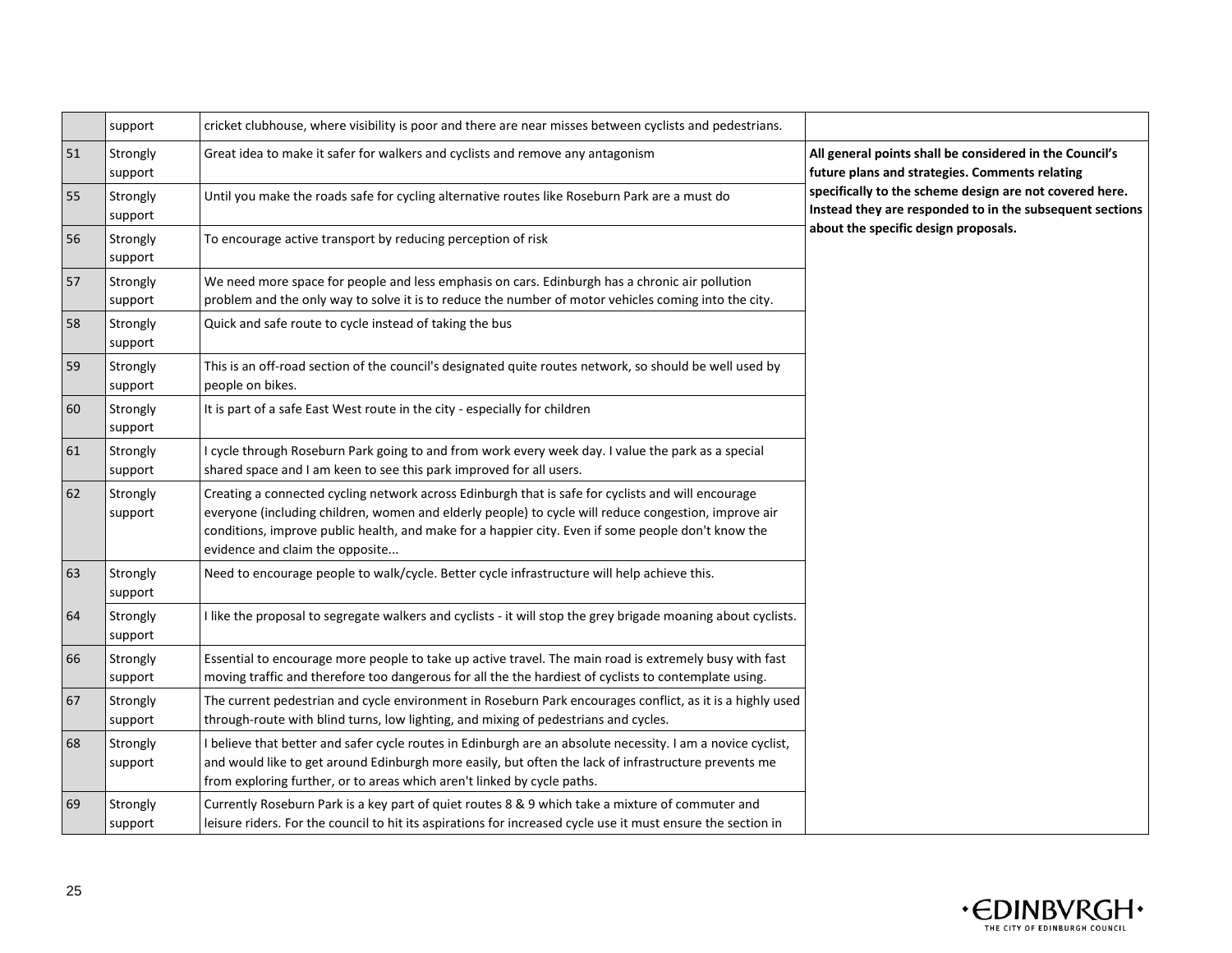| | | | |
|---|---|---|---|
| | support | cricket clubhouse, where visibility is poor and there are near misses between cyclists and pedestrians. | |
| 51 | Strongly support | Great idea to make it safer for walkers and cyclists and remove any antagonism | **All general points shall be considered in the Council's future plans and strategies. Comments relating specifically to the scheme design are not covered here. Instead they are responded to in the subsequent sections about the specific design proposals.** |
| 55 | Strongly support | Until you make the roads safe for cycling alternative routes like Roseburn Park are a must do | |
| 56 | Strongly support | To encourage active transport by reducing perception of risk | |
| 57 | Strongly support | We need more space for people and less emphasis on cars. Edinburgh has a chronic air pollution problem and the only way to solve it is to reduce the number of motor vehicles coming into the city. | |
| 58 | Strongly support | Quick and safe route to cycle instead of taking the bus | |
| 59 | Strongly support | This is an off-road section of the council's designated quite routes network, so should be well used by people on bikes. | |
| 60 | Strongly support | It is part of a safe East West route in the city - especially for children | |
| 61 | Strongly support | I cycle through Roseburn Park going to and from work every week day. I value the park as a special shared space and I am keen to see this park improved for all users. | |
| 62 | Strongly support | Creating a connected cycling network across Edinburgh that is safe for cyclists and will encourage everyone (including children, women and elderly people) to cycle will reduce congestion, improve air conditions, improve public health, and make for a happier city. Even if some people don't know the evidence and claim the opposite... | |
| 63 | Strongly support | Need to encourage people to walk/cycle. Better cycle infrastructure will help achieve this. | |
| 64 | Strongly support | I like the proposal to segregate walkers and cyclists - it will stop the grey brigade moaning about cyclists. | |
| 66 | Strongly support | Essential to encourage more people to take up active travel. The main road is extremely busy with fast moving traffic and therefore too dangerous for all the the hardiest of cyclists to contemplate using. | |
| 67 | Strongly support | The current pedestrian and cycle environment in Roseburn Park encourages conflict, as it is a highly used through-route with blind turns, low lighting, and mixing of pedestrians and cycles. | |
| 68 | Strongly support | I believe that better and safer cycle routes in Edinburgh are an absolute necessity. I am a novice cyclist, and would like to get around Edinburgh more easily, but often the lack of infrastructure prevents me from exploring further, or to areas which aren't linked by cycle paths. | |
| 69 | Strongly support | Currently Roseburn Park is a key part of quiet routes 8 & 9 which take a mixture of commuter and leisure riders. For the council to hit its aspirations for increased cycle use it must ensure the section in | |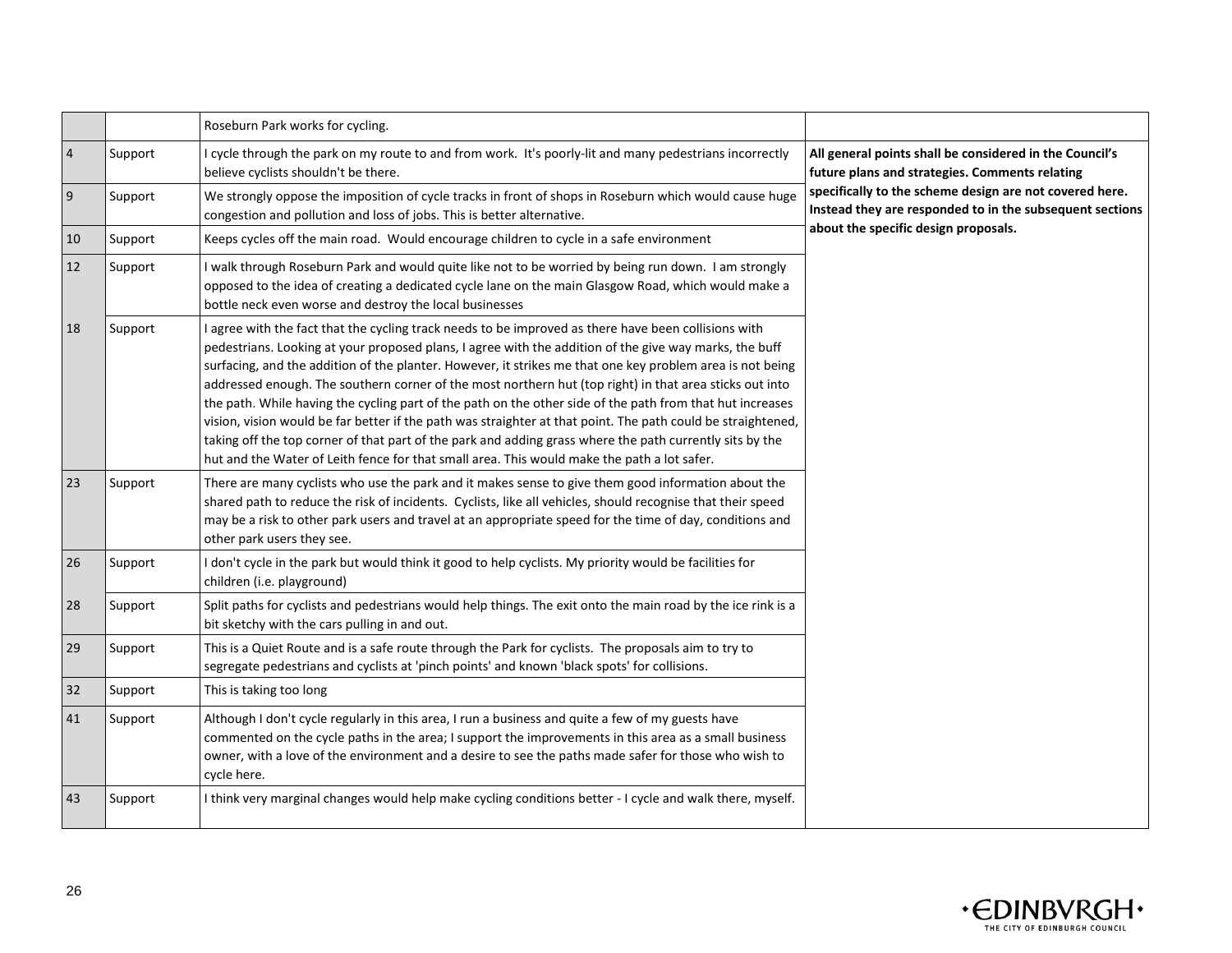| | | | |
|---|---|---|---|
| | | Roseburn Park works for cycling. | |
| 4 | Support | I cycle through the park on my route to and from work. It's poorly-lit and many pedestrians incorrectly believe cyclists shouldn't be there. | **All general points shall be considered in the Council's future plans and strategies. Comments relating specifically to the scheme design are not covered here. Instead they are responded to in the subsequent sections about the specific design proposals.** |
| 9 | Support | We strongly oppose the imposition of cycle tracks in front of shops in Roseburn which would cause huge congestion and pollution and loss of jobs. This is better alternative. | |
| 10 | Support | Keeps cycles off the main road. Would encourage children to cycle in a safe environment | |
| 12 | Support | I walk through Roseburn Park and would quite like not to be worried by being run down. I am strongly opposed to the idea of creating a dedicated cycle lane on the main Glasgow Road, which would make a bottle neck even worse and destroy the local businesses | |
| 18 | Support | I agree with the fact that the cycling track needs to be improved as there have been collisions with pedestrians. Looking at your proposed plans, I agree with the addition of the give way marks, the buff surfacing, and the addition of the planter. However, it strikes me that one key problem area is not being addressed enough. The southern corner of the most northern hut (top right) in that area sticks out into the path. While having the cycling part of the path on the other side of the path from that hut increases vision, vision would be far better if the path was straighter at that point. The path could be straightened, taking off the top corner of that part of the park and adding grass where the path currently sits by the hut and the Water of Leith fence for that small area. This would make the path a lot safer. | |
| 23 | Support | There are many cyclists who use the park and it makes sense to give them good information about the shared path to reduce the risk of incidents. Cyclists, like all vehicles, should recognise that their speed may be a risk to other park users and travel at an appropriate speed for the time of day, conditions and other park users they see. | |
| 26 | Support | I don't cycle in the park but would think it good to help cyclists. My priority would be facilities for children (i.e. playground) | |
| 28 | Support | Split paths for cyclists and pedestrians would help things. The exit onto the main road by the ice rink is a bit sketchy with the cars pulling in and out. | |
| 29 | Support | This is a Quiet Route and is a safe route through the Park for cyclists. The proposals aim to try to segregate pedestrians and cyclists at 'pinch points' and known 'black spots' for collisions. | |
| 32 | Support | This is taking too long | |
| 41 | Support | Although I don't cycle regularly in this area, I run a business and quite a few of my guests have commented on the cycle paths in the area; I support the improvements in this area as a small business owner, with a love of the environment and a desire to see the paths made safer for those who wish to cycle here. | |
| 43 | Support | I think very marginal changes would help make cycling conditions better - I cycle and walk there, myself. | |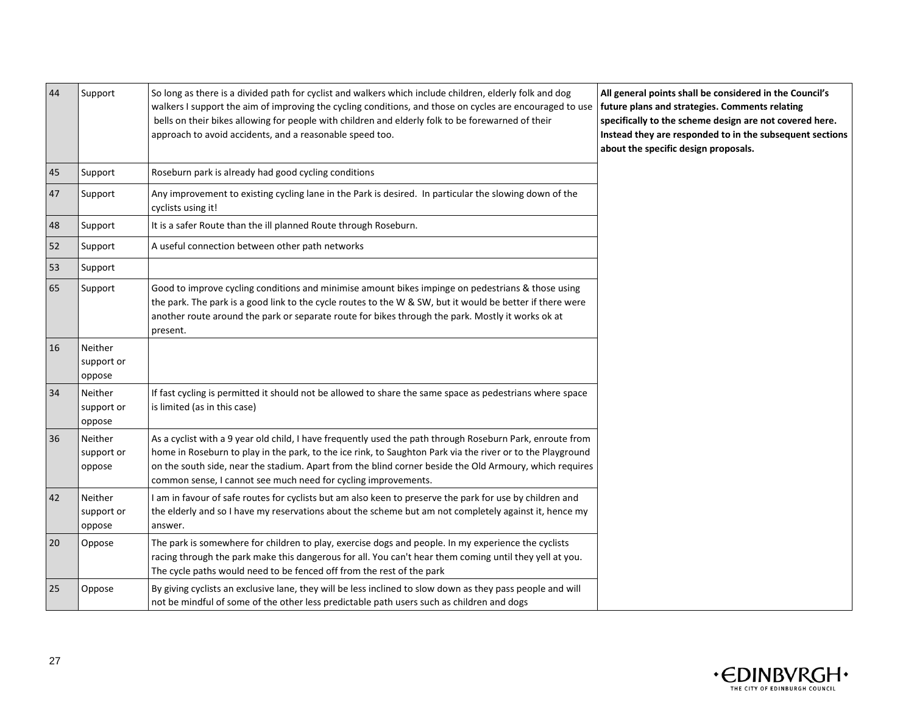| | | | |
|---|---|---|---|
| 44 | Support | So long as there is a divided path for cyclist and walkers which include children, elderly folk and dog walkers I support the aim of improving the cycling conditions, and those on cycles are encouraged to use bells on their bikes allowing for people with children and elderly folk to be forewarned of their approach to avoid accidents, and a reasonable speed too. | **All general points shall be considered in the Council's future plans and strategies. Comments relating specifically to the scheme design are not covered here. Instead they are responded to in the subsequent sections about the specific design proposals.** |
| 45 | Support | Roseburn park is already had good cycling conditions | |
| 47 | Support | Any improvement to existing cycling lane in the Park is desired. In particular the slowing down of the cyclists using it! | |
| 48 | Support | It is a safer Route than the ill planned Route through Roseburn. | |
| 52 | Support | A useful connection between other path networks | |
| 53 | Support | | |
| 65 | Support | Good to improve cycling conditions and minimise amount bikes impinge on pedestrians & those using the park. The park is a good link to the cycle routes to the W & SW, but it would be better if there were another route around the park or separate route for bikes through the park. Mostly it works ok at present. | |
| 16 | Neither support or oppose | | |
| 34 | Neither support or oppose | If fast cycling is permitted it should not be allowed to share the same space as pedestrians where space is limited (as in this case) | |
| 36 | Neither support or oppose | As a cyclist with a 9 year old child, I have frequently used the path through Roseburn Park, enroute from home in Roseburn to play in the park, to the ice rink, to Saughton Park via the river or to the Playground on the south side, near the stadium. Apart from the blind corner beside the Old Armoury, which requires common sense, I cannot see much need for cycling improvements. | |
| 42 | Neither support or oppose | I am in favour of safe routes for cyclists but am also keen to preserve the park for use by children and the elderly and so I have my reservations about the scheme but am not completely against it, hence my answer. | |
| 20 | Oppose | The park is somewhere for children to play, exercise dogs and people. In my experience the cyclists racing through the park make this dangerous for all. You can't hear them coming until they yell at you. The cycle paths would need to be fenced off from the rest of the park | |
| 25 | Oppose | By giving cyclists an exclusive lane, they will be less inclined to slow down as they pass people and will not be mindful of some of the other less predictable path users such as children and dogs | |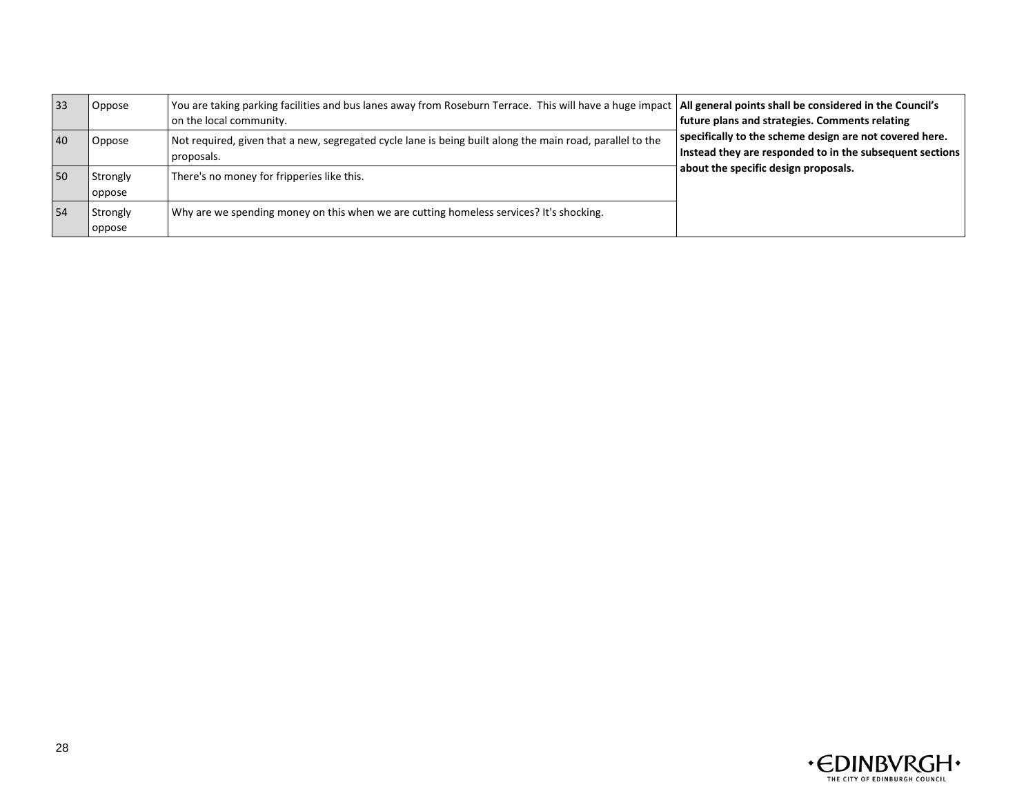| | | | |
|---|---|---|---|
| 33 | Oppose | You are taking parking facilities and bus lanes away from Roseburn Terrace. This will have a huge impact on the local community. | **All general points shall be considered in the Council's future plans and strategies. Comments relating specifically to the scheme design are not covered here. Instead they are responded to in the subsequent sections about the specific design proposals.** |
| 40 | Oppose | Not required, given that a new, segregated cycle lane is being built along the main road, parallel to the proposals. | |
| 50 | Strongly oppose | There's no money for fripperies like this. | |
| 54 | Strongly oppose | Why are we spending money on this when we are cutting homeless services? It's shocking. | |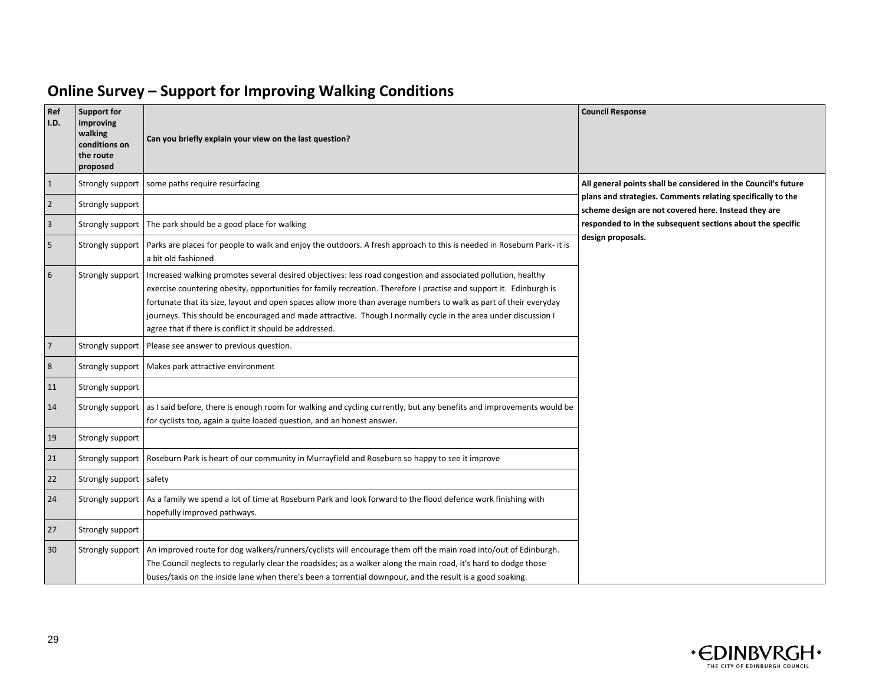## Online Survey – Support for Improving Walking Conditions

| Ref I.D. | Support for improving walking conditions on the route proposed | Can you briefly explain your view on the last question? | Council Response |
|---|---|---|---|
| 1 | Strongly support | some paths require resurfacing | **All general points shall be considered in the Council's future plans and strategies. Comments relating specifically to the scheme design are not covered here. Instead they are responded to in the subsequent sections about the specific design proposals.** |
| 2 | Strongly support | | |
| 3 | Strongly support | The park should be a good place for walking | |
| 5 | Strongly support | Parks are places for people to walk and enjoy the outdoors. A fresh approach to this is needed in Roseburn Park- it is a bit old fashioned | |
| 6 | Strongly support | Increased walking promotes several desired objectives: less road congestion and associated pollution, healthy exercise countering obesity, opportunities for family recreation. Therefore I practise and support it. Edinburgh is fortunate that its size, layout and open spaces allow more than average numbers to walk as part of their everyday journeys. This should be encouraged and made attractive. Though I normally cycle in the area under discussion I agree that if there is conflict it should be addressed. | |
| 7 | Strongly support | Please see answer to previous question. | |
| 8 | Strongly support | Makes park attractive environment | |
| 11 | Strongly support | | |
| 14 | Strongly support | as I said before, there is enough room for walking and cycling currently, but any benefits and improvements would be for cyclists too, again a quite loaded question, and an honest answer. | |
| 19 | Strongly support | | |
| 21 | Strongly support | Roseburn Park is heart of our community in Murrayfield and Roseburn so happy to see it improve | |
| 22 | Strongly support | safety | |
| 24 | Strongly support | As a family we spend a lot of time at Roseburn Park and look forward to the flood defence work finishing with hopefully improved pathways. | |
| 27 | Strongly support | | |
| 30 | Strongly support | An improved route for dog walkers/runners/cyclists will encourage them off the main road into/out of Edinburgh. The Council neglects to regularly clear the roadsides; as a walker along the main road, it's hard to dodge those buses/taxis on the inside lane when there's been a torrential downpour, and the result is a good soaking. | |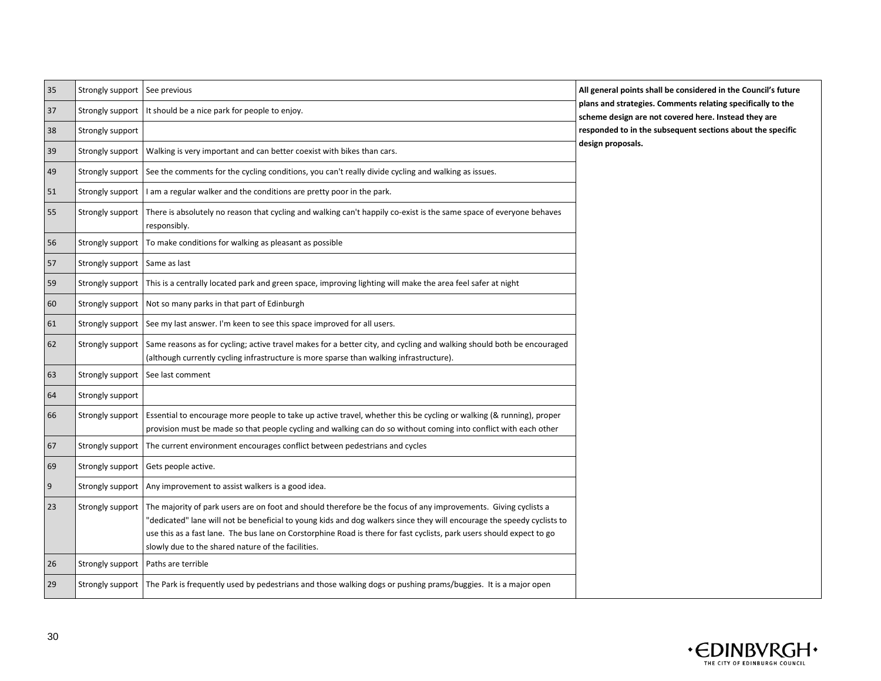| | | | |
|---|---|---|---|
| 35 | Strongly support | See previous | **All general points shall be considered in the Council's future plans and strategies. Comments relating specifically to the scheme design are not covered here. Instead they are responded to in the subsequent sections about the specific design proposals.** |
| 37 | Strongly support | It should be a nice park for people to enjoy. | |
| 38 | Strongly support | | |
| 39 | Strongly support | Walking is very important and can better coexist with bikes than cars. | |
| 49 | Strongly support | See the comments for the cycling conditions, you can't really divide cycling and walking as issues. | |
| 51 | Strongly support | I am a regular walker and the conditions are pretty poor in the park. | |
| 55 | Strongly support | There is absolutely no reason that cycling and walking can't happily co-exist is the same space of everyone behaves responsibly. | |
| 56 | Strongly support | To make conditions for walking as pleasant as possible | |
| 57 | Strongly support | Same as last | |
| 59 | Strongly support | This is a centrally located park and green space, improving lighting will make the area feel safer at night | |
| 60 | Strongly support | Not so many parks in that part of Edinburgh | |
| 61 | Strongly support | See my last answer. I'm keen to see this space improved for all users. | |
| 62 | Strongly support | Same reasons as for cycling; active travel makes for a better city, and cycling and walking should both be encouraged (although currently cycling infrastructure is more sparse than walking infrastructure). | |
| 63 | Strongly support | See last comment | |
| 64 | Strongly support | | |
| 66 | Strongly support | Essential to encourage more people to take up active travel, whether this be cycling or walking (& running), proper provision must be made so that people cycling and walking can do so without coming into conflict with each other | |
| 67 | Strongly support | The current environment encourages conflict between pedestrians and cycles | |
| 69 | Strongly support | Gets people active. | |
| 9 | Strongly support | Any improvement to assist walkers is a good idea. | |
| 23 | Strongly support | The majority of park users are on foot and should therefore be the focus of any improvements. Giving cyclists a "dedicated" lane will not be beneficial to young kids and dog walkers since they will encourage the speedy cyclists to use this as a fast lane. The bus lane on Corstorphine Road is there for fast cyclists, park users should expect to go slowly due to the shared nature of the facilities. | |
| 26 | Strongly support | Paths are terrible | |
| 29 | Strongly support | The Park is frequently used by pedestrians and those walking dogs or pushing prams/buggies. It is a major open | |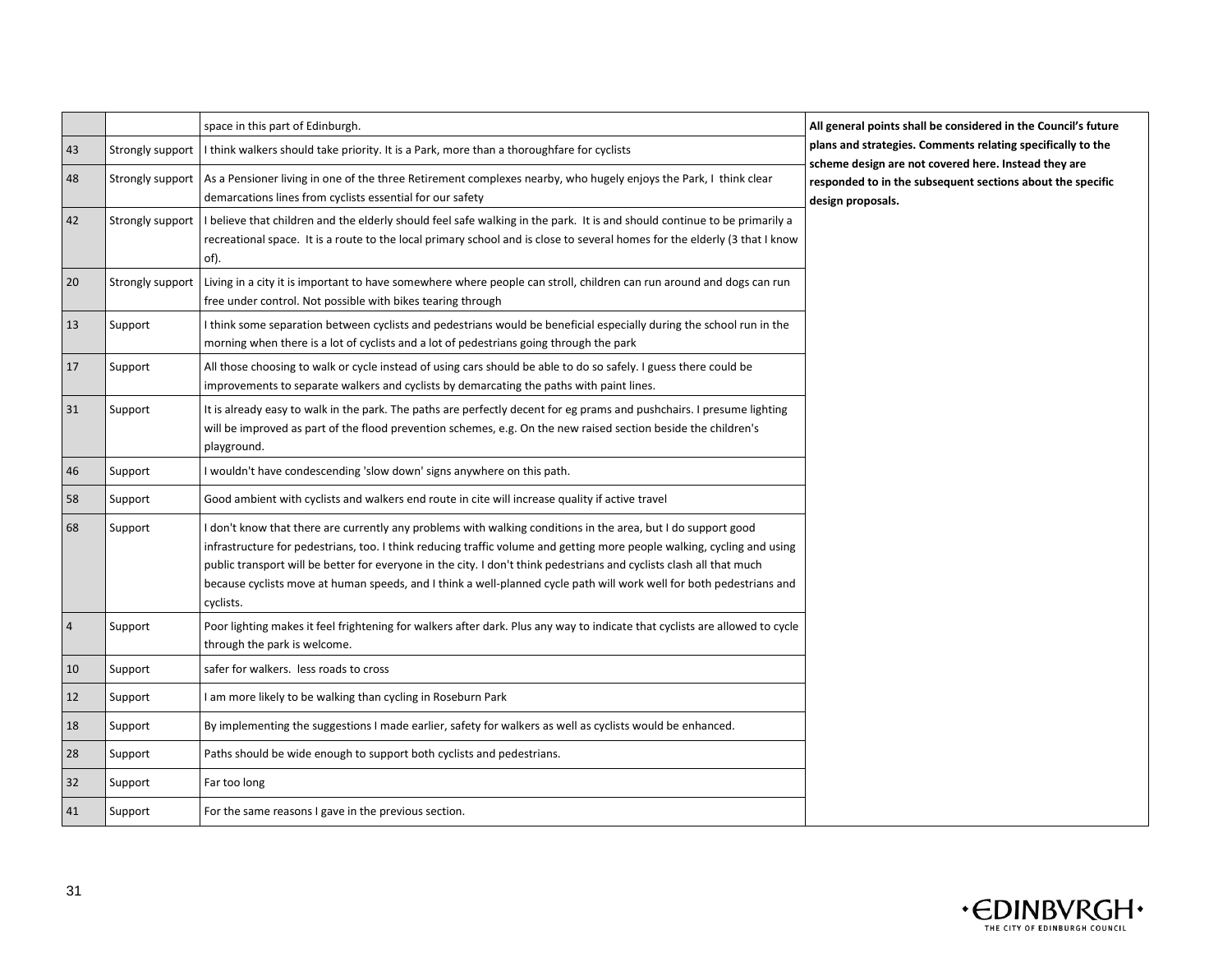| | | | |
|---|---|---|---|
| | | space in this part of Edinburgh. | **All general points shall be considered in the Council's future plans and strategies. Comments relating specifically to the scheme design are not covered here. Instead they are responded to in the subsequent sections about the specific design proposals.** |
| 43 | Strongly support | I think walkers should take priority. It is a Park, more than a thoroughfare for cyclists | |
| 48 | Strongly support | As a Pensioner living in one of the three Retirement complexes nearby, who hugely enjoys the Park, I think clear demarcations lines from cyclists essential for our safety | |
| 42 | Strongly support | I believe that children and the elderly should feel safe walking in the park. It is and should continue to be primarily a recreational space. It is a route to the local primary school and is close to several homes for the elderly (3 that I know of). | |
| 20 | Strongly support | Living in a city it is important to have somewhere where people can stroll, children can run around and dogs can run free under control. Not possible with bikes tearing through | |
| 13 | Support | I think some separation between cyclists and pedestrians would be beneficial especially during the school run in the morning when there is a lot of cyclists and a lot of pedestrians going through the park | |
| 17 | Support | All those choosing to walk or cycle instead of using cars should be able to do so safely. I guess there could be improvements to separate walkers and cyclists by demarcating the paths with paint lines. | |
| 31 | Support | It is already easy to walk in the park. The paths are perfectly decent for eg prams and pushchairs. I presume lighting will be improved as part of the flood prevention schemes, e.g. On the new raised section beside the children's playground. | |
| 46 | Support | I wouldn't have condescending 'slow down' signs anywhere on this path. | |
| 58 | Support | Good ambient with cyclists and walkers end route in cite will increase quality if active travel | |
| 68 | Support | I don't know that there are currently any problems with walking conditions in the area, but I do support good infrastructure for pedestrians, too. I think reducing traffic volume and getting more people walking, cycling and using public transport will be better for everyone in the city. I don't think pedestrians and cyclists clash all that much because cyclists move at human speeds, and I think a well-planned cycle path will work well for both pedestrians and cyclists. | |
| 4 | Support | Poor lighting makes it feel frightening for walkers after dark. Plus any way to indicate that cyclists are allowed to cycle through the park is welcome. | |
| 10 | Support | safer for walkers. less roads to cross | |
| 12 | Support | I am more likely to be walking than cycling in Roseburn Park | |
| 18 | Support | By implementing the suggestions I made earlier, safety for walkers as well as cyclists would be enhanced. | |
| 28 | Support | Paths should be wide enough to support both cyclists and pedestrians. | |
| 32 | Support | Far too long | |
| 41 | Support | For the same reasons I gave in the previous section. | |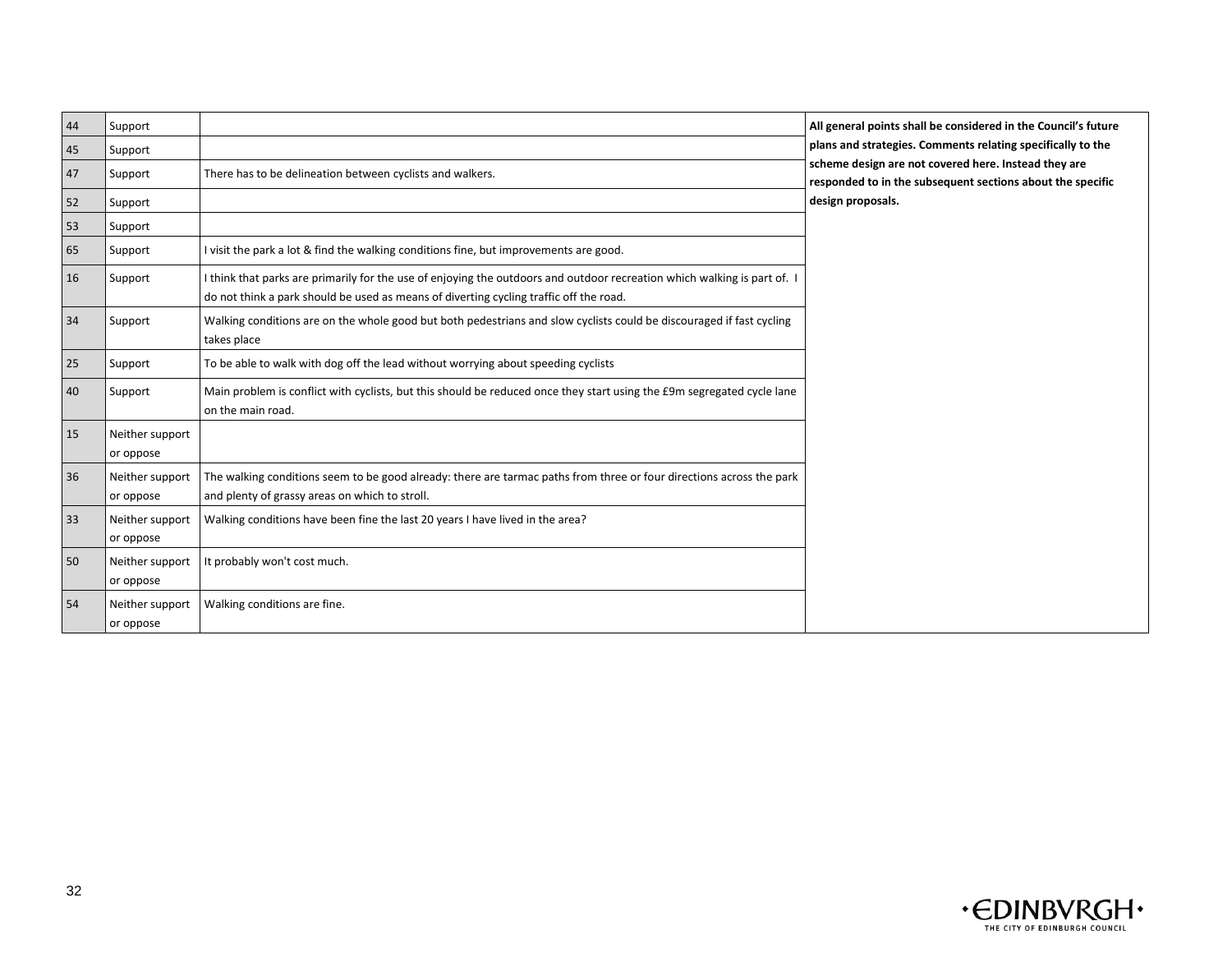| | | | |
|---|---|---|---|
| 44 | Support | | **All general points shall be considered in the Council's future plans and strategies. Comments relating specifically to the scheme design are not covered here. Instead they are responded to in the subsequent sections about the specific design proposals.** |
| 45 | Support | | |
| 47 | Support | There has to be delineation between cyclists and walkers. | |
| 52 | Support | | |
| 53 | Support | | |
| 65 | Support | I visit the park a lot & find the walking conditions fine, but improvements are good. | |
| 16 | Support | I think that parks are primarily for the use of enjoying the outdoors and outdoor recreation which walking is part of. I do not think a park should be used as means of diverting cycling traffic off the road. | |
| 34 | Support | Walking conditions are on the whole good but both pedestrians and slow cyclists could be discouraged if fast cycling takes place | |
| 25 | Support | To be able to walk with dog off the lead without worrying about speeding cyclists | |
| 40 | Support | Main problem is conflict with cyclists, but this should be reduced once they start using the £9m segregated cycle lane on the main road. | |
| 15 | Neither support or oppose | | |
| 36 | Neither support or oppose | The walking conditions seem to be good already: there are tarmac paths from three or four directions across the park and plenty of grassy areas on which to stroll. | |
| 33 | Neither support or oppose | Walking conditions have been fine the last 20 years I have lived in the area? | |
| 50 | Neither support or oppose | It probably won't cost much. | |
| 54 | Neither support or oppose | Walking conditions are fine. | |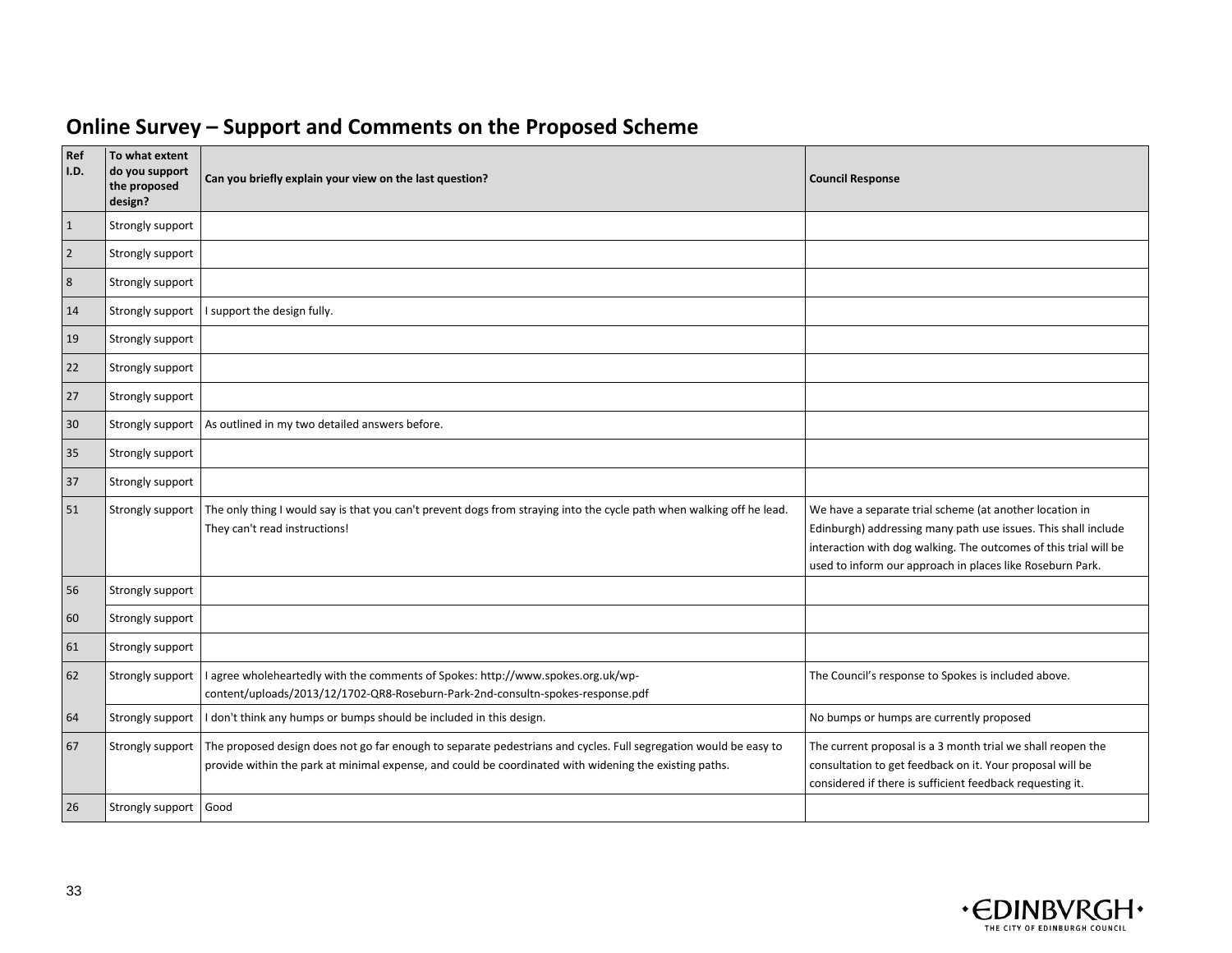## Online Survey – Support and Comments on the Proposed Scheme

| Ref I.D. | To what extent do you support the proposed design? | Can you briefly explain your view on the last question? | Council Response |
|---|---|---|---|
| 1 | Strongly support | | |
| 2 | Strongly support | | |
| 8 | Strongly support | | |
| 14 | Strongly support | I support the design fully. | |
| 19 | Strongly support | | |
| 22 | Strongly support | | |
| 27 | Strongly support | | |
| 30 | Strongly support | As outlined in my two detailed answers before. | |
| 35 | Strongly support | | |
| 37 | Strongly support | | |
| 51 | Strongly support | The only thing I would say is that you can't prevent dogs from straying into the cycle path when walking off he lead. They can't read instructions! | We have a separate trial scheme (at another location in Edinburgh) addressing many path use issues. This shall include interaction with dog walking. The outcomes of this trial will be used to inform our approach in places like Roseburn Park. |
| 56 | Strongly support | | |
| 60 | Strongly support | | |
| 61 | Strongly support | | |
| 62 | Strongly support | I agree wholeheartedly with the comments of Spokes: http://www.spokes.org.uk/wp-content/uploads/2013/12/1702-QR8-Roseburn-Park-2nd-consultn-spokes-response.pdf | The Council's response to Spokes is included above. |
| 64 | Strongly support | I don't think any humps or bumps should be included in this design. | No bumps or humps are currently proposed |
| 67 | Strongly support | The proposed design does not go far enough to separate pedestrians and cycles. Full segregation would be easy to provide within the park at minimal expense, and could be coordinated with widening the existing paths. | The current proposal is a 3 month trial we shall reopen the consultation to get feedback on it. Your proposal will be considered if there is sufficient feedback requesting it. |
| 26 | Strongly support | Good | |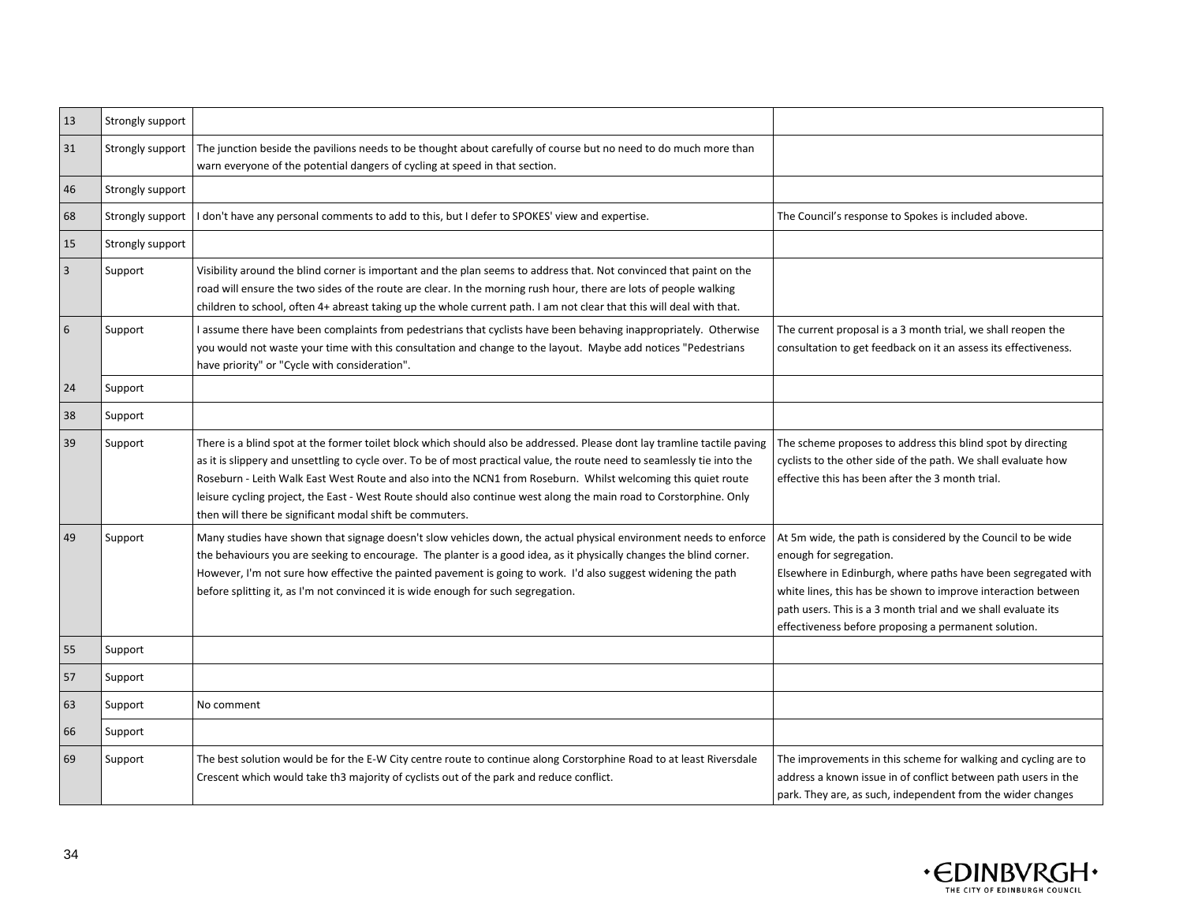| 13 | Strongly support | | |
|---|---|---|---|
| 31 | Strongly support | The junction beside the pavilions needs to be thought about carefully of course but no need to do much more than warn everyone of the potential dangers of cycling at speed in that section. | |
| 46 | Strongly support | | |
| 68 | Strongly support | I don't have any personal comments to add to this, but I defer to SPOKES' view and expertise. | The Council's response to Spokes is included above. |
| 15 | Strongly support | | |
| 3 | Support | Visibility around the blind corner is important and the plan seems to address that. Not convinced that paint on the road will ensure the two sides of the route are clear. In the morning rush hour, there are lots of people walking children to school, often 4+ abreast taking up the whole current path. I am not clear that this will deal with that. | |
| 6 | Support | I assume there have been complaints from pedestrians that cyclists have been behaving inappropriately. Otherwise you would not waste your time with this consultation and change to the layout. Maybe add notices "Pedestrians have priority" or "Cycle with consideration". | The current proposal is a 3 month trial, we shall reopen the consultation to get feedback on it an assess its effectiveness. |
| 24 | Support | | |
| 38 | Support | | |
| 39 | Support | There is a blind spot at the former toilet block which should also be addressed. Please dont lay tramline tactile paving as it is slippery and unsettling to cycle over. To be of most practical value, the route need to seamlessly tie into the Roseburn - Leith Walk East West Route and also into the NCN1 from Roseburn. Whilst welcoming this quiet route leisure cycling project, the East - West Route should also continue west along the main road to Corstorphine. Only then will there be significant modal shift be commuters. | The scheme proposes to address this blind spot by directing cyclists to the other side of the path. We shall evaluate how effective this has been after the 3 month trial. |
| 49 | Support | Many studies have shown that signage doesn't slow vehicles down, the actual physical environment needs to enforce the behaviours you are seeking to encourage. The planter is a good idea, as it physically changes the blind corner. However, I'm not sure how effective the painted pavement is going to work. I'd also suggest widening the path before splitting it, as I'm not convinced it is wide enough for such segregation. | At 5m wide, the path is considered by the Council to be wide enough for segregation.<br>Elsewhere in Edinburgh, where paths have been segregated with white lines, this has be shown to improve interaction between path users. This is a 3 month trial and we shall evaluate its effectiveness before proposing a permanent solution. |
| 55 | Support | | |
| 57 | Support | | |
| 63 | Support | No comment | |
| 66 | Support | | |
| 69 | Support | The best solution would be for the E-W City centre route to continue along Corstorphine Road to at least Riversdale Crescent which would take th3 majority of cyclists out of the park and reduce conflict. | The improvements in this scheme for walking and cycling are to address a known issue in of conflict between path users in the park. They are, as such, independent from the wider changes |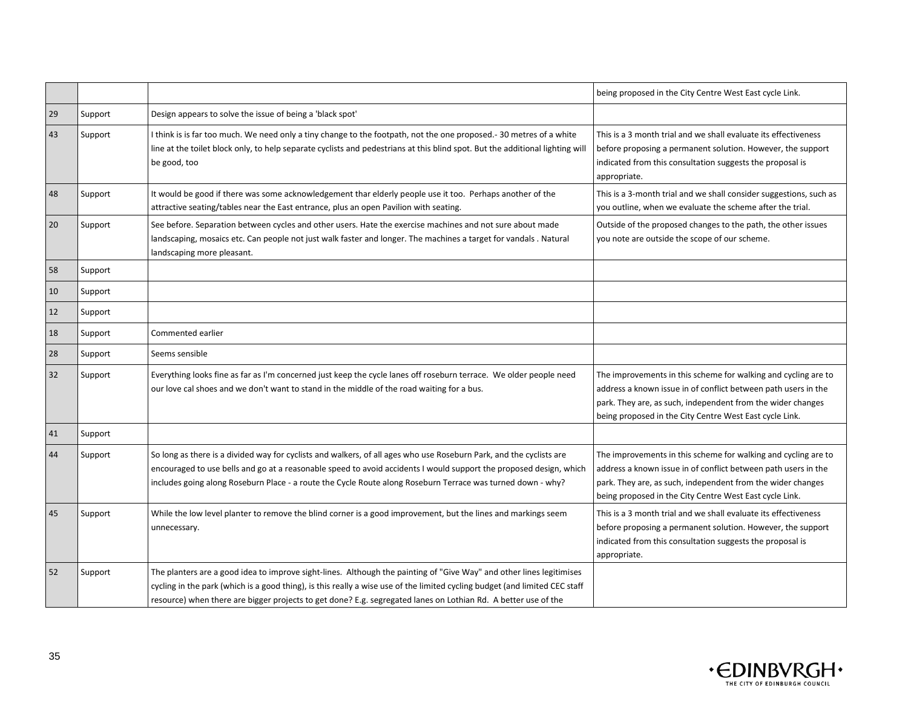| | | | |
|---|---|---|---|
| | | | being proposed in the City Centre West East cycle Link. |
| 29 | Support | Design appears to solve the issue of being a 'black spot' | |
| 43 | Support | I think is is far too much. We need only a tiny change to the footpath, not the one proposed.- 30 metres of a white line at the toilet block only, to help separate cyclists and pedestrians at this blind spot. But the additional lighting will be good, too | This is a 3 month trial and we shall evaluate its effectiveness before proposing a permanent solution. However, the support indicated from this consultation suggests the proposal is appropriate. |
| 48 | Support | It would be good if there was some acknowledgement thar elderly people use it too. Perhaps another of the attractive seating/tables near the East entrance, plus an open Pavilion with seating. | This is a 3-month trial and we shall consider suggestions, such as you outline, when we evaluate the scheme after the trial. |
| 20 | Support | See before. Separation between cycles and other users. Hate the exercise machines and not sure about made landscaping, mosaics etc. Can people not just walk faster and longer. The machines a target for vandals . Natural landscaping more pleasant. | Outside of the proposed changes to the path, the other issues you note are outside the scope of our scheme. |
| 58 | Support | | |
| 10 | Support | | |
| 12 | Support | | |
| 18 | Support | Commented earlier | |
| 28 | Support | Seems sensible | |
| 32 | Support | Everything looks fine as far as I'm concerned just keep the cycle lanes off roseburn terrace. We older people need our love cal shoes and we don't want to stand in the middle of the road waiting for a bus. | The improvements in this scheme for walking and cycling are to address a known issue in of conflict between path users in the park. They are, as such, independent from the wider changes being proposed in the City Centre West East cycle Link. |
| 41 | Support | | |
| 44 | Support | So long as there is a divided way for cyclists and walkers, of all ages who use Roseburn Park, and the cyclists are encouraged to use bells and go at a reasonable speed to avoid accidents I would support the proposed design, which includes going along Roseburn Place - a route the Cycle Route along Roseburn Terrace was turned down - why? | The improvements in this scheme for walking and cycling are to address a known issue in of conflict between path users in the park. They are, as such, independent from the wider changes being proposed in the City Centre West East cycle Link. |
| 45 | Support | While the low level planter to remove the blind corner is a good improvement, but the lines and markings seem unnecessary. | This is a 3 month trial and we shall evaluate its effectiveness before proposing a permanent solution. However, the support indicated from this consultation suggests the proposal is appropriate. |
| 52 | Support | The planters are a good idea to improve sight-lines. Although the painting of "Give Way" and other lines legitimises cycling in the park (which is a good thing), is this really a wise use of the limited cycling budget (and limited CEC staff resource) when there are bigger projects to get done? E.g. segregated lanes on Lothian Rd. A better use of the | |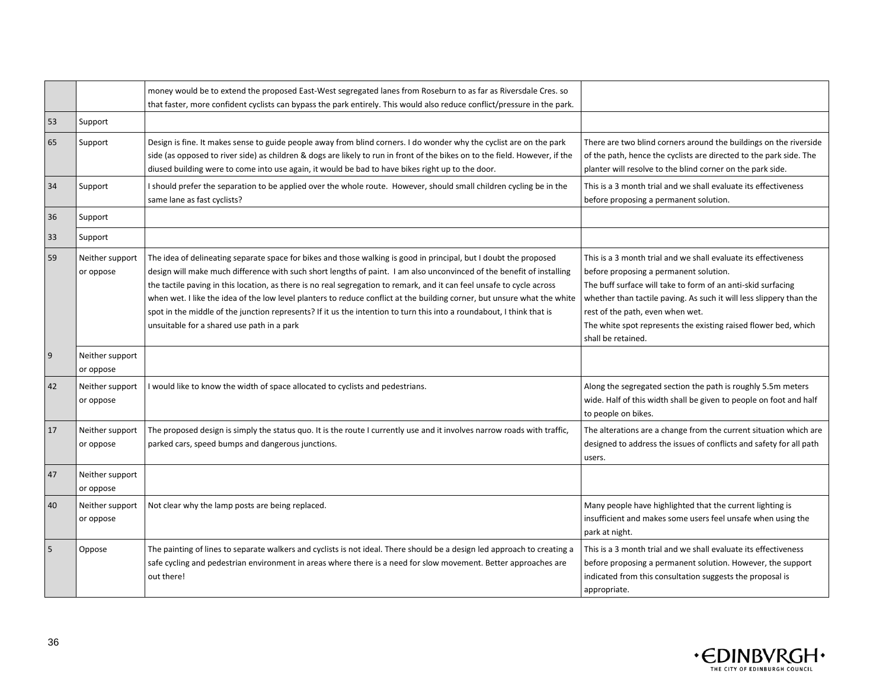| | | | |
|---|---|---|---|
| | | money would be to extend the proposed East-West segregated lanes from Roseburn to as far as Riversdale Cres. so that faster, more confident cyclists can bypass the park entirely. This would also reduce conflict/pressure in the park. | |
| 53 | Support | | |
| 65 | Support | Design is fine. It makes sense to guide people away from blind corners. I do wonder why the cyclist are on the park side (as opposed to river side) as children & dogs are likely to run in front of the bikes on to the field. However, if the diused building were to come into use again, it would be bad to have bikes right up to the door. | There are two blind corners around the buildings on the riverside of the path, hence the cyclists are directed to the park side. The planter will resolve to the blind corner on the park side. |
| 34 | Support | I should prefer the separation to be applied over the whole route. However, should small children cycling be in the same lane as fast cyclists? | This is a 3 month trial and we shall evaluate its effectiveness before proposing a permanent solution. |
| 36 | Support | | |
| 33 | Support | | |
| 59 | Neither support or oppose | The idea of delineating separate space for bikes and those walking is good in principal, but I doubt the proposed design will make much difference with such short lengths of paint. I am also unconvinced of the benefit of installing the tactile paving in this location, as there is no real segregation to remark, and it can feel unsafe to cycle across when wet. I like the idea of the low level planters to reduce conflict at the building corner, but unsure what the white spot in the middle of the junction represents? If it us the intention to turn this into a roundabout, I think that is unsuitable for a shared use path in a park | This is a 3 month trial and we shall evaluate its effectiveness before proposing a permanent solution.<br>The buff surface will take to form of an anti-skid surfacing whether than tactile paving. As such it will less slippery than the rest of the path, even when wet.<br>The white spot represents the existing raised flower bed, which shall be retained. |
| 9 | Neither support or oppose | | |
| 42 | Neither support or oppose | I would like to know the width of space allocated to cyclists and pedestrians. | Along the segregated section the path is roughly 5.5m meters wide. Half of this width shall be given to people on foot and half to people on bikes. |
| 17 | Neither support or oppose | The proposed design is simply the status quo. It is the route I currently use and it involves narrow roads with traffic, parked cars, speed bumps and dangerous junctions. | The alterations are a change from the current situation which are designed to address the issues of conflicts and safety for all path users. |
| 47 | Neither support or oppose | | |
| 40 | Neither support or oppose | Not clear why the lamp posts are being replaced. | Many people have highlighted that the current lighting is insufficient and makes some users feel unsafe when using the park at night. |
| 5 | Oppose | The painting of lines to separate walkers and cyclists is not ideal. There should be a design led approach to creating a safe cycling and pedestrian environment in areas where there is a need for slow movement. Better approaches are out there! | This is a 3 month trial and we shall evaluate its effectiveness before proposing a permanent solution. However, the support indicated from this consultation suggests the proposal is appropriate. |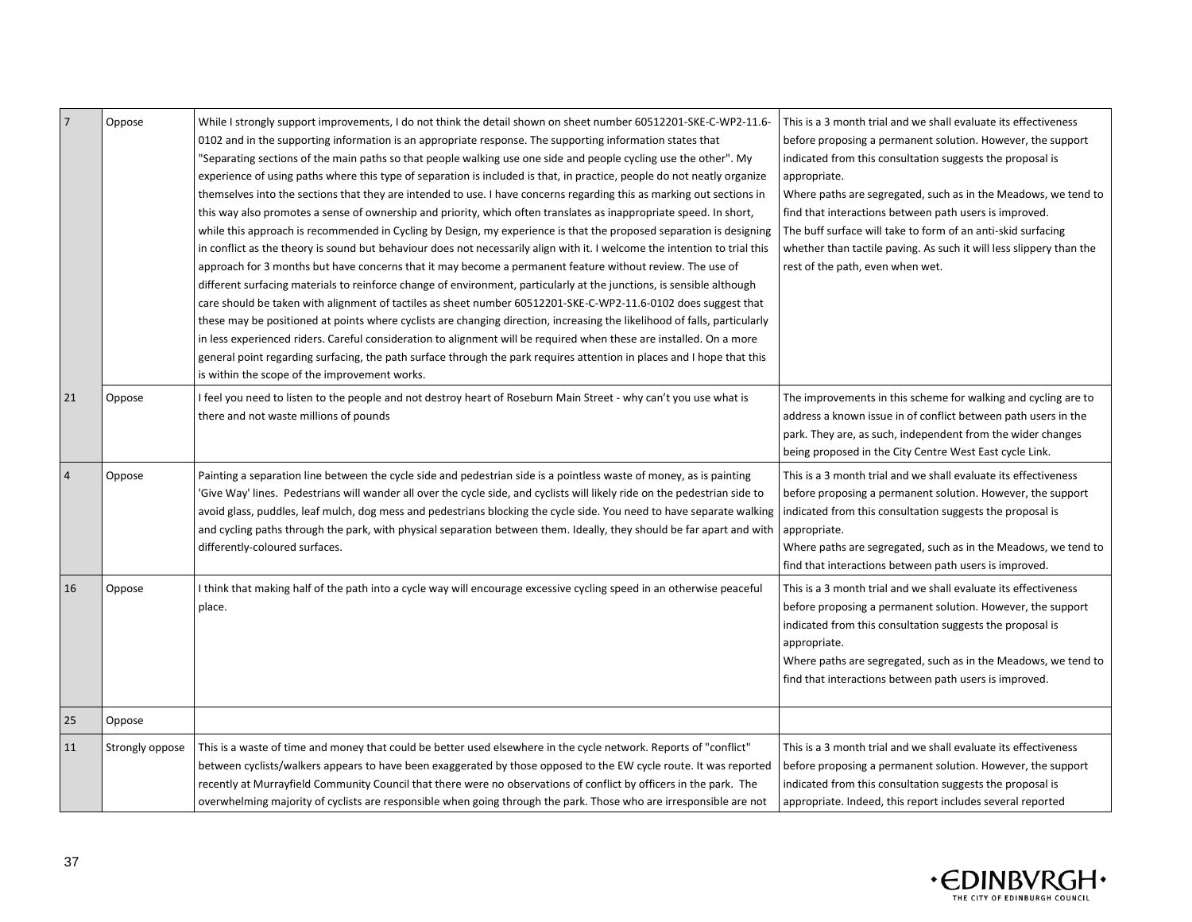| | | | |
|---|---|---|---|
| 7 | Oppose | While I strongly support improvements, I do not think the detail shown on sheet number 60512201-SKE-C-WP2-11.6-0102 and in the supporting information is an appropriate response. The supporting information states that "Separating sections of the main paths so that people walking use one side and people cycling use the other". My experience of using paths where this type of separation is included is that, in practice, people do not neatly organize themselves into the sections that they are intended to use. I have concerns regarding this as marking out sections in this way also promotes a sense of ownership and priority, which often translates as inappropriate speed. In short, while this approach is recommended in Cycling by Design, my experience is that the proposed separation is designing in conflict as the theory is sound but behaviour does not necessarily align with it. I welcome the intention to trial this approach for 3 months but have concerns that it may become a permanent feature without review. The use of different surfacing materials to reinforce change of environment, particularly at the junctions, is sensible although care should be taken with alignment of tactiles as sheet number 60512201-SKE-C-WP2-11.6-0102 does suggest that these may be positioned at points where cyclists are changing direction, increasing the likelihood of falls, particularly in less experienced riders. Careful consideration to alignment will be required when these are installed. On a more general point regarding surfacing, the path surface through the park requires attention in places and I hope that this is within the scope of the improvement works. | This is a 3 month trial and we shall evaluate its effectiveness before proposing a permanent solution. However, the support indicated from this consultation suggests the proposal is appropriate.<br>Where paths are segregated, such as in the Meadows, we tend to find that interactions between path users is improved.<br>The buff surface will take to form of an anti-skid surfacing whether than tactile paving. As such it will less slippery than the rest of the path, even when wet. |
| 21 | Oppose | I feel you need to listen to the people and not destroy heart of Roseburn Main Street - why can't you use what is there and not waste millions of pounds | The improvements in this scheme for walking and cycling are to address a known issue in of conflict between path users in the park. They are, as such, independent from the wider changes being proposed in the City Centre West East cycle Link. |
| 4 | Oppose | Painting a separation line between the cycle side and pedestrian side is a pointless waste of money, as is painting 'Give Way' lines. Pedestrians will wander all over the cycle side, and cyclists will likely ride on the pedestrian side to avoid glass, puddles, leaf mulch, dog mess and pedestrians blocking the cycle side. You need to have separate walking and cycling paths through the park, with physical separation between them. Ideally, they should be far apart and with differently-coloured surfaces. | This is a 3 month trial and we shall evaluate its effectiveness before proposing a permanent solution. However, the support indicated from this consultation suggests the proposal is appropriate.<br>Where paths are segregated, such as in the Meadows, we tend to find that interactions between path users is improved. |
| 16 | Oppose | I think that making half of the path into a cycle way will encourage excessive cycling speed in an otherwise peaceful place. | This is a 3 month trial and we shall evaluate its effectiveness before proposing a permanent solution. However, the support indicated from this consultation suggests the proposal is appropriate.<br>Where paths are segregated, such as in the Meadows, we tend to find that interactions between path users is improved. |
| 25 | Oppose | | |
| 11 | Strongly oppose | This is a waste of time and money that could be better used elsewhere in the cycle network. Reports of "conflict" between cyclists/walkers appears to have been exaggerated by those opposed to the EW cycle route. It was reported recently at Murrayfield Community Council that there were no observations of conflict by officers in the park. The overwhelming majority of cyclists are responsible when going through the park. Those who are irresponsible are not | This is a 3 month trial and we shall evaluate its effectiveness before proposing a permanent solution. However, the support indicated from this consultation suggests the proposal is appropriate. Indeed, this report includes several reported |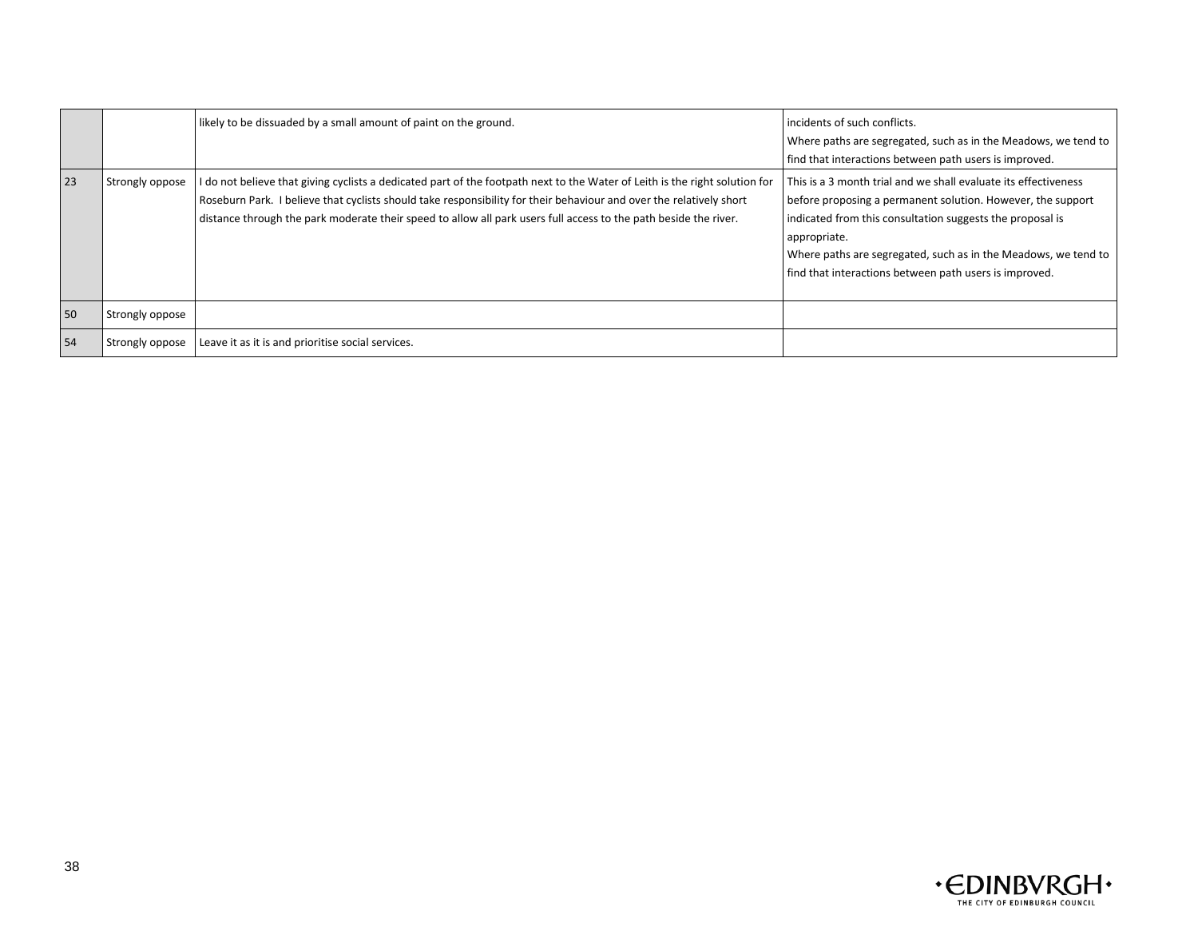|  |  |  |  |
|---|---|---|---|
|  |  | likely to be dissuaded by a small amount of paint on the ground. | incidents of such conflicts.<br>Where paths are segregated, such as in the Meadows, we tend to find that interactions between path users is improved. |
| 23 | Strongly oppose | I do not believe that giving cyclists a dedicated part of the footpath next to the Water of Leith is the right solution for Roseburn Park. I believe that cyclists should take responsibility for their behaviour and over the relatively short distance through the park moderate their speed to allow all park users full access to the path beside the river. | This is a 3 month trial and we shall evaluate its effectiveness before proposing a permanent solution. However, the support indicated from this consultation suggests the proposal is appropriate.<br>Where paths are segregated, such as in the Meadows, we tend to find that interactions between path users is improved. |
| 50 | Strongly oppose |  |  |
| 54 | Strongly oppose | Leave it as it is and prioritise social services. |  |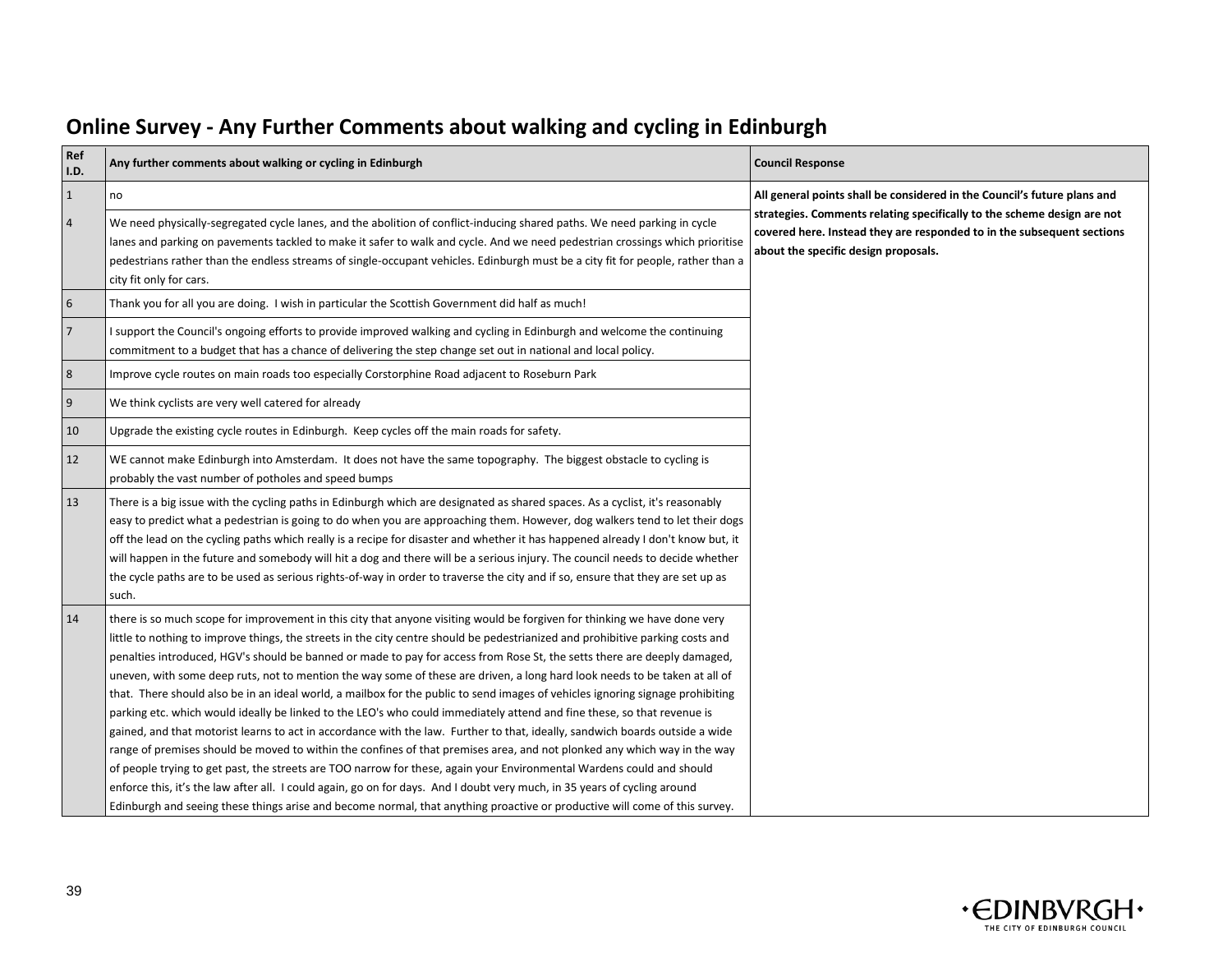## Online Survey - Any Further Comments about walking and cycling in Edinburgh

| Ref I.D. | Any further comments about walking or cycling in Edinburgh | Council Response |
|---|---|---|
| 1 | no | **All general points shall be considered in the Council's future plans and strategies. Comments relating specifically to the scheme design are not covered here. Instead they are responded to in the subsequent sections about the specific design proposals.** |
| 4 | We need physically-segregated cycle lanes, and the abolition of conflict-inducing shared paths. We need parking in cycle lanes and parking on pavements tackled to make it safer to walk and cycle. And we need pedestrian crossings which prioritise pedestrians rather than the endless streams of single-occupant vehicles. Edinburgh must be a city fit for people, rather than a city fit only for cars. | |
| 6 | Thank you for all you are doing. I wish in particular the Scottish Government did half as much! | |
| 7 | I support the Council's ongoing efforts to provide improved walking and cycling in Edinburgh and welcome the continuing commitment to a budget that has a chance of delivering the step change set out in national and local policy. | |
| 8 | Improve cycle routes on main roads too especially Corstorphine Road adjacent to Roseburn Park | |
| 9 | We think cyclists are very well catered for already | |
| 10 | Upgrade the existing cycle routes in Edinburgh. Keep cycles off the main roads for safety. | |
| 12 | WE cannot make Edinburgh into Amsterdam. It does not have the same topography. The biggest obstacle to cycling is probably the vast number of potholes and speed bumps | |
| 13 | There is a big issue with the cycling paths in Edinburgh which are designated as shared spaces. As a cyclist, it's reasonably easy to predict what a pedestrian is going to do when you are approaching them. However, dog walkers tend to let their dogs off the lead on the cycling paths which really is a recipe for disaster and whether it has happened already I don't know but, it will happen in the future and somebody will hit a dog and there will be a serious injury. The council needs to decide whether the cycle paths are to be used as serious rights-of-way in order to traverse the city and if so, ensure that they are set up as such. | |
| 14 | there is so much scope for improvement in this city that anyone visiting would be forgiven for thinking we have done very little to nothing to improve things, the streets in the city centre should be pedestrianized and prohibitive parking costs and penalties introduced, HGV's should be banned or made to pay for access from Rose St, the setts there are deeply damaged, uneven, with some deep ruts, not to mention the way some of these are driven, a long hard look needs to be taken at all of that. There should also be in an ideal world, a mailbox for the public to send images of vehicles ignoring signage prohibiting parking etc. which would ideally be linked to the LEO's who could immediately attend and fine these, so that revenue is gained, and that motorist learns to act in accordance with the law. Further to that, ideally, sandwich boards outside a wide range of premises should be moved to within the confines of that premises area, and not plonked any which way in the way of people trying to get past, the streets are TOO narrow for these, again your Environmental Wardens could and should enforce this, it's the law after all. I could again, go on for days. And I doubt very much, in 35 years of cycling around Edinburgh and seeing these things arise and become normal, that anything proactive or productive will come of this survey. | |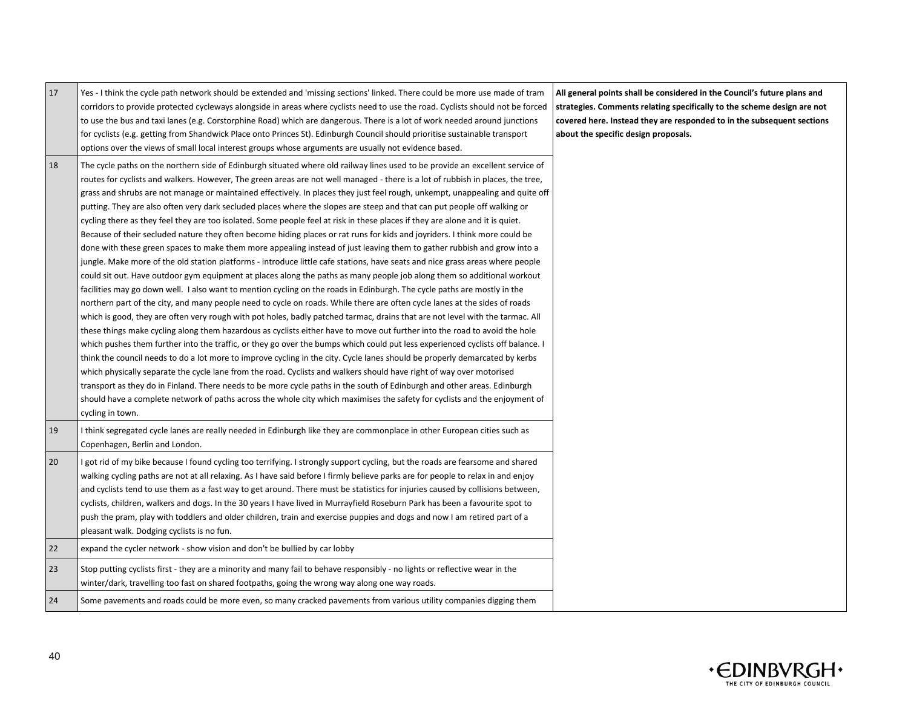| | | |
|---|---|---|
| 17 | Yes - I think the cycle path network should be extended and 'missing sections' linked. There could be more use made of tram corridors to provide protected cycleways alongside in areas where cyclists need to use the road. Cyclists should not be forced to use the bus and taxi lanes (e.g. Corstorphine Road) which are dangerous. There is a lot of work needed around junctions for cyclists (e.g. getting from Shandwick Place onto Princes St). Edinburgh Council should prioritise sustainable transport options over the views of small local interest groups whose arguments are usually not evidence based. | **All general points shall be considered in the Council's future plans and strategies. Comments relating specifically to the scheme design are not covered here. Instead they are responded to in the subsequent sections about the specific design proposals.** |
| 18 | The cycle paths on the northern side of Edinburgh situated where old railway lines used to be provide an excellent service of routes for cyclists and walkers. However, The green areas are not well managed - there is a lot of rubbish in places, the tree, grass and shrubs are not manage or maintained effectively. In places they just feel rough, unkempt, unappealing and quite off putting. They are also often very dark secluded places where the slopes are steep and that can put people off walking or cycling there as they feel they are too isolated. Some people feel at risk in these places if they are alone and it is quiet. Because of their secluded nature they often become hiding places or rat runs for kids and joyriders. I think more could be done with these green spaces to make them more appealing instead of just leaving them to gather rubbish and grow into a jungle. Make more of the old station platforms - introduce little cafe stations, have seats and nice grass areas where people could sit out. Have outdoor gym equipment at places along the paths as many people job along them so additional workout facilities may go down well. I also want to mention cycling on the roads in Edinburgh. The cycle paths are mostly in the northern part of the city, and many people need to cycle on roads. While there are often cycle lanes at the sides of roads which is good, they are often very rough with pot holes, badly patched tarmac, drains that are not level with the tarmac. All these things make cycling along them hazardous as cyclists either have to move out further into the road to avoid the hole which pushes them further into the traffic, or they go over the bumps which could put less experienced cyclists off balance. I think the council needs to do a lot more to improve cycling in the city. Cycle lanes should be properly demarcated by kerbs which physically separate the cycle lane from the road. Cyclists and walkers should have right of way over motorised transport as they do in Finland. There needs to be more cycle paths in the south of Edinburgh and other areas. Edinburgh should have a complete network of paths across the whole city which maximises the safety for cyclists and the enjoyment of cycling in town. | |
| 19 | I think segregated cycle lanes are really needed in Edinburgh like they are commonplace in other European cities such as Copenhagen, Berlin and London. | |
| 20 | I got rid of my bike because I found cycling too terrifying. I strongly support cycling, but the roads are fearsome and shared walking cycling paths are not at all relaxing. As I have said before I firmly believe parks are for people to relax in and enjoy and cyclists tend to use them as a fast way to get around. There must be statistics for injuries caused by collisions between, cyclists, children, walkers and dogs. In the 30 years I have lived in Murrayfield Roseburn Park has been a favourite spot to push the pram, play with toddlers and older children, train and exercise puppies and dogs and now I am retired part of a pleasant walk. Dodging cyclists is no fun. | |
| 22 | expand the cycler network - show vision and don't be bullied by car lobby | |
| 23 | Stop putting cyclists first - they are a minority and many fail to behave responsibly - no lights or reflective wear in the winter/dark, travelling too fast on shared footpaths, going the wrong way along one way roads. | |
| 24 | Some pavements and roads could be more even, so many cracked pavements from various utility companies digging them | |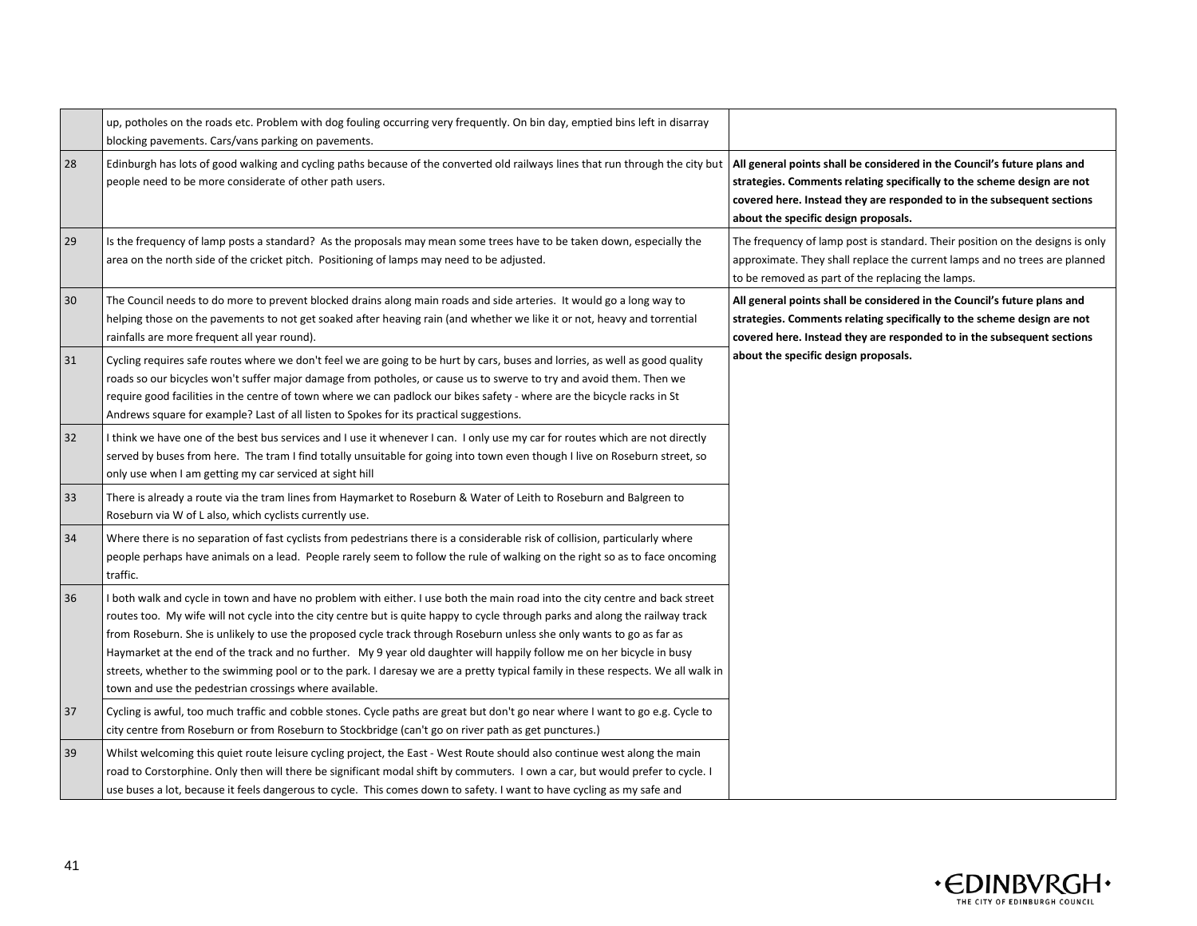| | | |
|---|---|---|
| | up, potholes on the roads etc. Problem with dog fouling occurring very frequently. On bin day, emptied bins left in disarray blocking pavements. Cars/vans parking on pavements. | |
| 28 | Edinburgh has lots of good walking and cycling paths because of the converted old railways lines that run through the city but people need to be more considerate of other path users. | **All general points shall be considered in the Council's future plans and strategies. Comments relating specifically to the scheme design are not covered here. Instead they are responded to in the subsequent sections about the specific design proposals.** |
| 29 | Is the frequency of lamp posts a standard? As the proposals may mean some trees have to be taken down, especially the area on the north side of the cricket pitch. Positioning of lamps may need to be adjusted. | The frequency of lamp post is standard. Their position on the designs is only approximate. They shall replace the current lamps and no trees are planned to be removed as part of the replacing the lamps. |
| 30 | The Council needs to do more to prevent blocked drains along main roads and side arteries. It would go a long way to helping those on the pavements to not get soaked after heaving rain (and whether we like it or not, heavy and torrential rainfalls are more frequent all year round). | **All general points shall be considered in the Council's future plans and strategies. Comments relating specifically to the scheme design are not covered here. Instead they are responded to in the subsequent sections about the specific design proposals.** |
| 31 | Cycling requires safe routes where we don't feel we are going to be hurt by cars, buses and lorries, as well as good quality roads so our bicycles won't suffer major damage from potholes, or cause us to swerve to try and avoid them. Then we require good facilities in the centre of town where we can padlock our bikes safety - where are the bicycle racks in St Andrews square for example? Last of all listen to Spokes for its practical suggestions. | |
| 32 | I think we have one of the best bus services and I use it whenever I can. I only use my car for routes which are not directly served by buses from here. The tram I find totally unsuitable for going into town even though I live on Roseburn street, so only use when I am getting my car serviced at sight hill | |
| 33 | There is already a route via the tram lines from Haymarket to Roseburn & Water of Leith to Roseburn and Balgreen to Roseburn via W of L also, which cyclists currently use. | |
| 34 | Where there is no separation of fast cyclists from pedestrians there is a considerable risk of collision, particularly where people perhaps have animals on a lead. People rarely seem to follow the rule of walking on the right so as to face oncoming traffic. | |
| 36 | I both walk and cycle in town and have no problem with either. I use both the main road into the city centre and back street routes too. My wife will not cycle into the city centre but is quite happy to cycle through parks and along the railway track from Roseburn. She is unlikely to use the proposed cycle track through Roseburn unless she only wants to go as far as Haymarket at the end of the track and no further. My 9 year old daughter will happily follow me on her bicycle in busy streets, whether to the swimming pool or to the park. I daresay we are a pretty typical family in these respects. We all walk in town and use the pedestrian crossings where available. | |
| 37 | Cycling is awful, too much traffic and cobble stones. Cycle paths are great but don't go near where I want to go e.g. Cycle to city centre from Roseburn or from Roseburn to Stockbridge (can't go on river path as get punctures.) | |
| 39 | Whilst welcoming this quiet route leisure cycling project, the East - West Route should also continue west along the main road to Corstorphine. Only then will there be significant modal shift by commuters. I own a car, but would prefer to cycle. I use buses a lot, because it feels dangerous to cycle. This comes down to safety. I want to have cycling as my safe and | |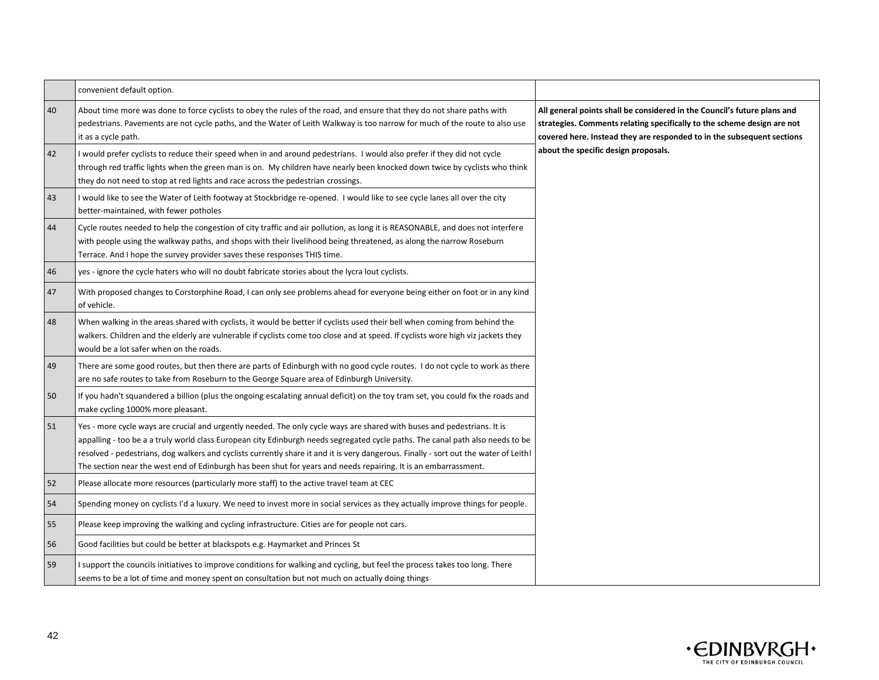| | | |
|---|---|---|
| | convenient default option. | |
| 40 | About time more was done to force cyclists to obey the rules of the road, and ensure that they do not share paths with pedestrians. Pavements are not cycle paths, and the Water of Leith Walkway is too narrow for much of the route to also use it as a cycle path. | **All general points shall be considered in the Council's future plans and strategies. Comments relating specifically to the scheme design are not covered here. Instead they are responded to in the subsequent sections about the specific design proposals.** |
| 42 | I would prefer cyclists to reduce their speed when in and around pedestrians. I would also prefer if they did not cycle through red traffic lights when the green man is on. My children have nearly been knocked down twice by cyclists who think they do not need to stop at red lights and race across the pedestrian crossings. | |
| 43 | I would like to see the Water of Leith footway at Stockbridge re-opened. I would like to see cycle lanes all over the city better-maintained, with fewer potholes | |
| 44 | Cycle routes needed to help the congestion of city traffic and air pollution, as long it is REASONABLE, and does not interfere with people using the walkway paths, and shops with their livelihood being threatened, as along the narrow Roseburn Terrace. And I hope the survey provider saves these responses THIS time. | |
| 46 | yes - ignore the cycle haters who will no doubt fabricate stories about the lycra lout cyclists. | |
| 47 | With proposed changes to Corstorphine Road, I can only see problems ahead for everyone being either on foot or in any kind of vehicle. | |
| 48 | When walking in the areas shared with cyclists, it would be better if cyclists used their bell when coming from behind the walkers. Children and the elderly are vulnerable if cyclists come too close and at speed. If cyclists wore high viz jackets they would be a lot safer when on the roads. | |
| 49 | There are some good routes, but then there are parts of Edinburgh with no good cycle routes. I do not cycle to work as there are no safe routes to take from Roseburn to the George Square area of Edinburgh University. | |
| 50 | If you hadn't squandered a billion (plus the ongoing escalating annual deficit) on the toy tram set, you could fix the roads and make cycling 1000% more pleasant. | |
| 51 | Yes - more cycle ways are crucial and urgently needed. The only cycle ways are shared with buses and pedestrians. It is appalling - too be a a truly world class European city Edinburgh needs segregated cycle paths. The canal path also needs to be resolved - pedestrians, dog walkers and cyclists currently share it and it is very dangerous. Finally - sort out the water of Leith! The section near the west end of Edinburgh has been shut for years and needs repairing. It is an embarrassment. | |
| 52 | Please allocate more resources (particularly more staff) to the active travel team at CEC | |
| 54 | Spending money on cyclists I'd a luxury. We need to invest more in social services as they actually improve things for people. | |
| 55 | Please keep improving the walking and cycling infrastructure. Cities are for people not cars. | |
| 56 | Good facilities but could be better at blackspots e.g. Haymarket and Princes St | |
| 59 | I support the councils initiatives to improve conditions for walking and cycling, but feel the process takes too long. There seems to be a lot of time and money spent on consultation but not much on actually doing things | |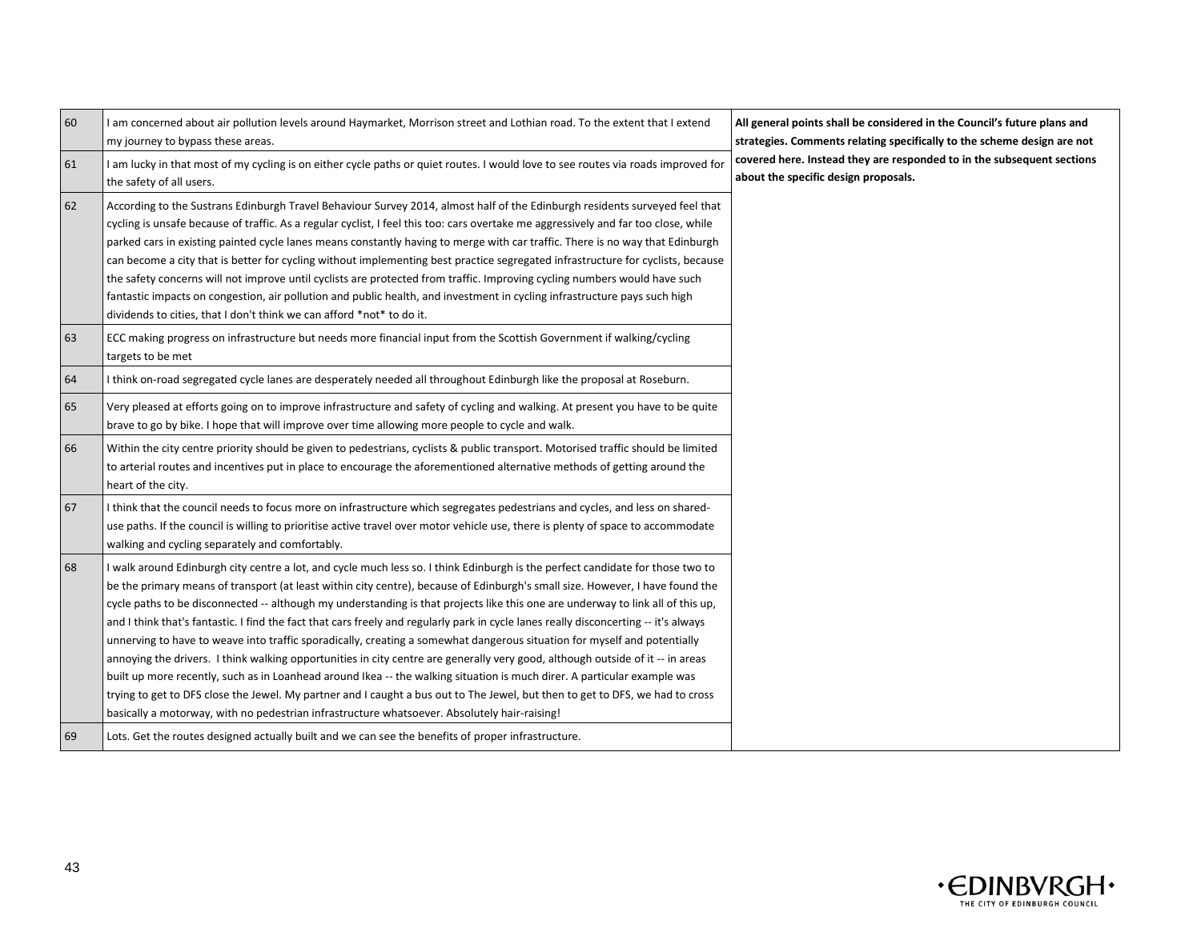| | | |
|---|---|---|
| 60 | I am concerned about air pollution levels around Haymarket, Morrison street and Lothian road. To the extent that I extend my journey to bypass these areas. | **All general points shall be considered in the Council's future plans and strategies. Comments relating specifically to the scheme design are not covered here. Instead they are responded to in the subsequent sections about the specific design proposals.** |
| 61 | I am lucky in that most of my cycling is on either cycle paths or quiet routes. I would love to see routes via roads improved for the safety of all users. | |
| 62 | According to the Sustrans Edinburgh Travel Behaviour Survey 2014, almost half of the Edinburgh residents surveyed feel that cycling is unsafe because of traffic. As a regular cyclist, I feel this too: cars overtake me aggressively and far too close, while parked cars in existing painted cycle lanes means constantly having to merge with car traffic. There is no way that Edinburgh can become a city that is better for cycling without implementing best practice segregated infrastructure for cyclists, because the safety concerns will not improve until cyclists are protected from traffic. Improving cycling numbers would have such fantastic impacts on congestion, air pollution and public health, and investment in cycling infrastructure pays such high dividends to cities, that I don't think we can afford *not* to do it. | |
| 63 | ECC making progress on infrastructure but needs more financial input from the Scottish Government if walking/cycling targets to be met | |
| 64 | I think on-road segregated cycle lanes are desperately needed all throughout Edinburgh like the proposal at Roseburn. | |
| 65 | Very pleased at efforts going on to improve infrastructure and safety of cycling and walking. At present you have to be quite brave to go by bike. I hope that will improve over time allowing more people to cycle and walk. | |
| 66 | Within the city centre priority should be given to pedestrians, cyclists & public transport. Motorised traffic should be limited to arterial routes and incentives put in place to encourage the aforementioned alternative methods of getting around the heart of the city. | |
| 67 | I think that the council needs to focus more on infrastructure which segregates pedestrians and cycles, and less on shared-use paths. If the council is willing to prioritise active travel over motor vehicle use, there is plenty of space to accommodate walking and cycling separately and comfortably. | |
| 68 | I walk around Edinburgh city centre a lot, and cycle much less so. I think Edinburgh is the perfect candidate for those two to be the primary means of transport (at least within city centre), because of Edinburgh's small size. However, I have found the cycle paths to be disconnected -- although my understanding is that projects like this one are underway to link all of this up, and I think that's fantastic. I find the fact that cars freely and regularly park in cycle lanes really disconcerting -- it's always unnerving to have to weave into traffic sporadically, creating a somewhat dangerous situation for myself and potentially annoying the drivers. I think walking opportunities in city centre are generally very good, although outside of it -- in areas built up more recently, such as in Loanhead around Ikea -- the walking situation is much direr. A particular example was trying to get to DFS close the Jewel. My partner and I caught a bus out to The Jewel, but then to get to DFS, we had to cross basically a motorway, with no pedestrian infrastructure whatsoever. Absolutely hair-raising! | |
| 69 | Lots. Get the routes designed actually built and we can see the benefits of proper infrastructure. | |